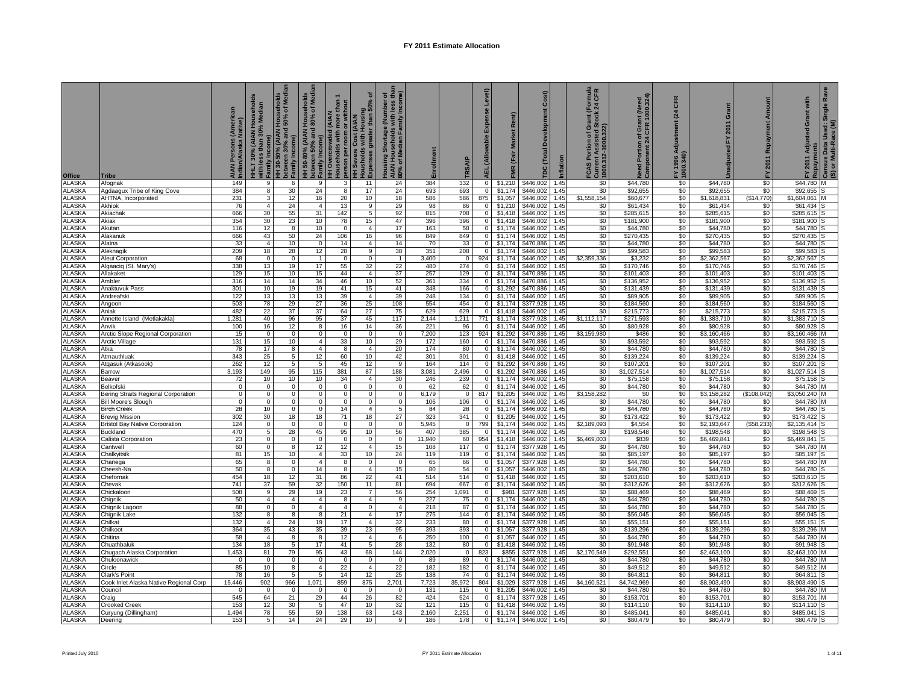# FY 2011 Estimate Allocation

| Office | Tribe | AIAN Persons (American Indian/Alaska Native) | HHLT 30% (AIAN Households with less than 30% Median Family Income) | HH 30-50% (AIAN Households between 30% and 50% of Median Family Income) | HH 50-80% (AIAN Households between 50% and 80% of Median Family Income) | HH Overcrowded (AIAN Households with more than 1 person per room or without kitchen or plumbing) | HH Severe Cost (AIAN Households with Housing Expenses greater than 50% of Income) | Housing Shortage (Number of AIAN Households with less than 80% of Median Family Income) | Enrollment | TRSAIP | AEL (Allowable Expense Level) | FMR (Fair Market Rent) | TDC (Total Development Cost) | Inflation | FCAS Portion of Grant (Formula Current Assisted Stock 24 CFR 1000.312-1000.322) | Need Portion of Grant (Need Component 24 CFR 1000.324) | FY 1996 Adjustment (24 CFR 1000.340) | Unadjusted FY 2011 Grant | FY 2011 Repayment Amount | FY 2011 Adjusted Grant with Repayments | Census Data Used: Single Rave (S) or Multi-Race (M) |
|---|---|---|---|---|---|---|---|---|---|---|---|---|---|---|---|---|---|---|---|---|---|
| ALASKA | Afognak | 149 | 9 | 6 | 9 | 3 | 11 | 24 | 384 | 332 | 0 | $1,210 | $446,002 | 1.45 | $0 | $44,780 | $0 | $44,780 | $0 | $44,780 | M |
| ALASKA | Agdaagux Tribe of King Cove | 384 | 8 | 30 | 24 | 8 | 17 | 24 | 693 | 693 | 0 | $1,174 | $446,002 | 1.45 | $0 | $92,655 | $0 | $92,655 | $0 | $92,655 | S |
| ALASKA | AHTNA, Incorporated | 231 | 3 | 12 | 16 | 20 | 10 | 18 | 586 | 586 | 875 | $1,057 | $446,002 | 1.45 | $1,558,154 | $60,677 | $0 | $1,618,831 | ($14,770) | $1,604,061 | M |
| ALASKA | Akhiok | 76 | 4 | 24 | 4 | 13 | 9 | 29 | 98 | 86 | 0 | $1,210 | $446,002 | 1.45 | $0 | $61,434 | $0 | $61,434 | $0 | $61,434 | S |
| ALASKA | Akiachak | 666 | 30 | 55 | 31 | 142 | 5 | 92 | 815 | 708 | 0 | $1,418 | $446,002 | 1.45 | $0 | $285,615 | $0 | $285,615 | $0 | $285,615 | S |
| ALASKA | Akiak | 354 | 30 | 23 | 10 | 78 | 15 | 47 | 396 | 396 | 0 | $1,418 | $446,002 | 1.45 | $0 | $181,900 | $0 | $181,900 | $0 | $181,900 | S |
| ALASKA | Akutan | 116 | 12 | 8 | 10 | 0 | 4 | 17 | 163 | 58 | 0 | $1,174 | $446,002 | 1.45 | $0 | $44,780 | $0 | $44,780 | $0 | $44,780 | S |
| ALASKA | Alakanuk | 666 | 43 | 50 | 24 | 106 | 16 | 96 | 849 | 849 | 0 | $1,174 | $446,002 | 1.45 | $0 | $270,435 | $0 | $270,435 | $0 | $270,435 | S |
| ALASKA | Alatna | 33 | 4 | 10 | 0 | 14 | 4 | 14 | 70 | 33 | 0 | $1,174 | $470,886 | 1.45 | $0 | $44,780 | $0 | $44,780 | $0 | $44,780 | S |
| ALASKA | Aleknagik | 209 | 18 | 28 | 12 | 28 | 9 | 38 | 351 | 208 | 0 | $1,174 | $446,002 | 1.45 | $0 | $99,583 | $0 | $99,583 | $0 | $99,583 | S |
| ALASKA | Aleut Corporation | 68 | 0 | 0 | 1 | 0 | 0 | 1 | 3,400 | 0 | 924 | $1,174 | $446,002 | 1.45 | $2,359,336 | $3,232 | $0 | $2,362,567 | $0 | $2,362,567 | S |
| ALASKA | Algaaciq (St. Mary's) | 338 | 13 | 19 | 17 | 55 | 32 | 22 | 480 | 274 | 0 | $1,174 | $446,002 | 1.45 | $0 | $170,746 | $0 | $170,746 | $0 | $170,746 | S |
| ALASKA | Allakaket | 129 | 15 | 10 | 15 | 44 | 4 | 37 | 257 | 129 | 0 | $1,174 | $470,886 | 1.45 | $0 | $101,403 | $0 | $101,403 | $0 | $101,403 | S |
| ALASKA | Ambler | 316 | 14 | 14 | 34 | 46 | 10 | 52 | 361 | 334 | 0 | $1,174 | $470,886 | 1.45 | $0 | $136,952 | $0 | $136,952 | $0 | $136,952 | S |
| ALASKA | Anaktuvuk Pass | 301 | 10 | 19 | 19 | 41 | 15 | 41 | 348 | 166 | 0 | $1,292 | $470,886 | 1.45 | $0 | $131,439 | $0 | $131,439 | $0 | $131,439 | S |
| ALASKA | Andreafski | 122 | 13 | 13 | 13 | 39 | 4 | 39 | 248 | 134 | 0 | $1,174 | $446,002 | 1.45 | $0 | $89,905 | $0 | $89,905 | $0 | $89,905 | S |
| ALASKA | Angoon | 503 | 78 | 29 | 27 | 36 | 25 | 108 | 554 | 454 | 0 | $1,174 | $377,928 | 1.45 | $0 | $184,560 | $0 | $184,560 | $0 | $184,560 | S |
| ALASKA | Aniak | 482 | 22 | 37 | 37 | 64 | 27 | 75 | 629 | 629 | 0 | $1,418 | $446,002 | 1.45 | $0 | $215,773 | $0 | $215,773 | $0 | $215,773 | S |
| ALASKA | Annette Island (Metlakakla) | 1,281 | 40 | 96 | 95 | 37 | 45 | 117 | 2,144 | 1,211 | 771 | $1,174 | $377,928 | 1.45 | $1,112,117 | $271,593 | $0 | $1,383,710 | $0 | $1,383,710 | S |
| ALASKA | Anvik | 100 | 16 | 12 | 8 | 16 | 14 | 36 | 221 | 96 | 0 | $1,174 | $446,002 | 1.45 | $0 | $80,928 | $0 | $80,928 | $0 | $80,928 | S |
| ALASKA | Arctic Slope Regional Corporation | 15 | 0 | 0 | 0 | 0 | 0 | 0 | 7,200 | 123 | 924 | $1,292 | $470,886 | 1.45 | $3,159,980 | $486 | $0 | $3,160,466 | $0 | $3,160,466 | M |
| ALASKA | Arctic Village | 131 | 15 | 10 | 4 | 33 | 10 | 29 | 172 | 160 | 0 | $1,174 | $470,886 | 1.45 | $0 | $93,592 | $0 | $93,592 | $0 | $93,592 | S |
| ALASKA | Atka | 78 | 17 | 8 | 4 | 8 | 4 | 20 | 174 | 80 | 0 | $1,174 | $446,002 | 1.45 | $0 | $44,780 | $0 | $44,780 | $0 | $44,780 | S |
| ALASKA | Atmauthluak | 343 | 25 | 5 | 12 | 60 | 10 | 42 | 301 | 301 | 0 | $1,418 | $446,002 | 1.45 | $0 | $139,224 | $0 | $139,224 | $0 | $139,224 | S |
| ALASKA | Atqasuk (Atkasook) | 262 | 12 | 5 | 5 | 45 | 12 | 9 | 164 | 114 | 0 | $1,292 | $470,886 | 1.45 | $0 | $107,201 | $0 | $107,201 | $0 | $107,201 | S |
| ALASKA | Barrow | 3,193 | 149 | 95 | 115 | 381 | 87 | 188 | 3,081 | 2,496 | 0 | $1,292 | $470,886 | 1.45 | $0 | $1,027,514 | $0 | $1,027,514 | $0 | $1,027,514 | S |
| ALASKA | Beaver | 72 | 10 | 10 | 10 | 34 | 4 | 30 | 246 | 239 | 0 | $1,174 | $446,002 | 1.45 | $0 | $75,158 | $0 | $75,158 | $0 | $75,158 | S |
| ALASKA | Belkofski | 0 | 0 | 0 | 0 | 0 | 0 | 0 | 62 | 62 | 0 | $1,174 | $446,002 | 1.45 | $0 | $44,780 | $0 | $44,780 | $0 | $44,780 | M |
| ALASKA | Bering Straits Regional Corporation | 0 | 0 | 0 | 0 | 0 | 0 | 0 | 6,179 | 0 | 817 | $1,205 | $446,002 | 1.45 | $3,158,282 | $0 | $0 | $3,158,282 | ($108,042) | $3,050,240 | M |
| ALASKA | Bill Moore's Slough | 0 | 0 | 0 | 0 | 0 | 0 | 0 | 106 | 106 | 0 | $1,174 | $446,002 | 1.45 | $0 | $44,780 | $0 | $44,780 | $0 | $44,780 | M |
| ALASKA | Birch Creek | 28 | 10 | 0 | 0 | 14 | 4 | 5 | 84 | 28 | 0 | $1,174 | $446,002 | 1.45 | $0 | $44,780 | $0 | $44,780 | $0 | $44,780 | S |
| ALASKA | Brevig Mission | 302 | 30 | 18 | 18 | 71 | 18 | 27 | 323 | 341 | 0 | $1,205 | $446,002 | 1.45 | $0 | $173,422 | $0 | $173,422 | $0 | $173,422 | S |
| ALASKA | Bristol Bay Native Corporation | 124 | 0 | 0 | 0 | 0 | 0 | 0 | 5,945 | 0 | 799 | $1,174 | $446,002 | 1.45 | $2,189,093 | $4,554 | $0 | $2,193,647 | ($58,233) | $2,135,414 | S |
| ALASKA | Buckland | 470 | 5 | 28 | 45 | 95 | 10 | 56 | 407 | 385 | 0 | $1,174 | $446,002 | 1.45 | $0 | $198,548 | $0 | $198,548 | $0 | $198,548 | S |
| ALASKA | Calista Corporation | 23 | 0 | 0 | 0 | 0 | 0 | 0 | 11,940 | 60 | 954 | $1,418 | $446,002 | 1.45 | $6,469,003 | $839 | $0 | $6,469,841 | $0 | $6,469,841 | S |
| ALASKA | Cantwell | 60 | 0 | 8 | 12 | 12 | 4 | 15 | 108 | 117 | 0 | $1,174 | $377,928 | 1.45 | $0 | $44,780 | $0 | $44,780 | $0 | $44,780 | M |
| ALASKA | Chalkyitsik | 81 | 15 | 10 | 4 | 33 | 10 | 24 | 119 | 119 | 0 | $1,174 | $446,002 | 1.45 | $0 | $85,197 | $0 | $85,197 | $0 | $85,197 | S |
| ALASKA | Chanega | 65 | 8 | 0 | 4 | 8 | 0 | 0 | 65 | 66 | 0 | $1,057 | $377,928 | 1.45 | $0 | $44,780 | $0 | $44,780 | $0 | $44,780 | M |
| ALASKA | Cheesh-Na | 50 | 8 | 0 | 14 | 8 | 4 | 15 | 80 | 54 | 0 | $1,057 | $446,002 | 1.45 | $0 | $44,780 | $0 | $44,780 | $0 | $44,780 | S |
| ALASKA | Chefornak | 454 | 18 | 12 | 31 | 86 | 22 | 41 | 514 | 514 | 0 | $1,418 | $446,002 | 1.45 | $0 | $203,610 | $0 | $203,610 | $0 | $203,610 | S |
| ALASKA | Chevak | 741 | 37 | 59 | 32 | 150 | 11 | 81 | 694 | 667 | 0 | $1,174 | $446,002 | 1.45 | $0 | $312,626 | $0 | $312,626 | $0 | $312,626 | S |
| ALASKA | Chickaloon | 508 | 9 | 29 | 19 | 23 | 7 | 56 | 254 | 1,091 | 0 | $981 | $377,928 | 1.45 | $0 | $88,469 | $0 | $88,469 | $0 | $88,469 | S |
| ALASKA | Chignik | 50 | 4 | 4 | 4 | 8 | 4 | 9 | 227 | 75 | 0 | $1,174 | $446,002 | 1.45 | $0 | $44,780 | $0 | $44,780 | $0 | $44,780 | S |
| ALASKA | Chignik Lagoon | 88 | 0 | 0 | 4 | 4 | 0 | 4 | 218 | 87 | 0 | $1,174 | $446,002 | 1.45 | $0 | $44,780 | $0 | $44,780 | $0 | $44,780 | S |
| ALASKA | Chignik Lake | 132 | 8 | 8 | 8 | 21 | 4 | 17 | 275 | 144 | 0 | $1,174 | $446,002 | 1.45 | $0 | $56,045 | $0 | $56,045 | $0 | $56,045 | S |
| ALASKA | Chilkat | 132 | 4 | 24 | 19 | 17 | 4 | 32 | 233 | 80 | 0 | $1,174 | $377,928 | 1.45 | $0 | $55,151 | $0 | $55,151 | $0 | $55,151 | S |
| ALASKA | Chilkoot | 364 | 35 | 43 | 35 | 39 | 23 | 95 | 393 | 393 | 0 | $1,057 | $377,928 | 1.45 | $0 | $139,296 | $0 | $139,296 | $0 | $139,296 | M |
| ALASKA | Chitina | 58 | 4 | 8 | 8 | 12 | 4 | 6 | 250 | 100 | 0 | $1,057 | $446,002 | 1.45 | $0 | $44,780 | $0 | $44,780 | $0 | $44,780 | M |
| ALASKA | Chuathbaluk | 134 | 18 | 5 | 17 | 41 | 5 | 28 | 132 | 80 | 0 | $1,418 | $446,002 | 1.45 | $0 | $91,948 | $0 | $91,948 | $0 | $91,948 | S |
| ALASKA | Chugach Alaska Corporation | 1,453 | 81 | 79 | 95 | 43 | 68 | 144 | 2,020 | 0 | 823 | $855 | $377,928 | 1.45 | $2,170,549 | $292,551 | $0 | $2,463,100 | $0 | $2,463,100 | M |
| ALASKA | Chuloonawick | 0 | 0 | 0 | 0 | 0 | 0 | 0 | 89 | 89 | 0 | $1,174 | $446,002 | 1.45 | $0 | $44,780 | $0 | $44,780 | $0 | $44,780 | M |
| ALASKA | Circle | 85 | 10 | 8 | 4 | 22 | 4 | 22 | 182 | 182 | 0 | $1,174 | $446,002 | 1.45 | $0 | $49,512 | $0 | $49,512 | $0 | $49,512 | M |
| ALASKA | Clark's Point | 78 | 16 | 5 | 5 | 14 | 12 | 25 | 138 | 74 | 0 | $1,174 | $446,002 | 1.45 | $0 | $64,811 | $0 | $64,811 | $0 | $64,811 | S |
| ALASKA | Cook Inlet Alaska Native Regional Corp | 15,446 | 902 | 966 | 1,071 | 859 | 875 | 2,701 | 7,723 | 35,972 | 804 | $1,029 | $377,928 | 1.45 | $4,160,521 | $4,742,969 | $0 | $8,903,490 | $0 | $8,903,490 | S |
| ALASKA | Council | 0 | 0 | 0 | 0 | 0 | 0 | 0 | 131 | 115 | 0 | $1,205 | $446,002 | 1.45 | $0 | $44,780 | $0 | $44,780 | $0 | $44,780 | M |
| ALASKA | Craig | 545 | 64 | 21 | 29 | 44 | 26 | 82 | 424 | 524 | 0 | $1,174 | $377,928 | 1.45 | $0 | $153,701 | $0 | $153,701 | $0 | $153,701 | M |
| ALASKA | Crooked Creek | 153 | 12 | 30 | 5 | 47 | 10 | 32 | 121 | 115 | 0 | $1,418 | $446,002 | 1.45 | $0 | $114,110 | $0 | $114,110 | $0 | $114,110 | S |
| ALASKA | Curyung (Dillingham) | 1,494 | 78 | 55 | 59 | 138 | 63 | 143 | 2,160 | 2,251 | 0 | $1,174 | $446,002 | 1.45 | $0 | $485,041 | $0 | $485,041 | $0 | $485,041 | S |
| ALASKA | Deering | 153 | 5 | 14 | 24 | 29 | 10 | 9 | 186 | 178 | 0 | $1,174 | $446,002 | 1.45 | $0 | $80,479 | $0 | $80,479 | $0 | $80,479 | S |

Printed July 2010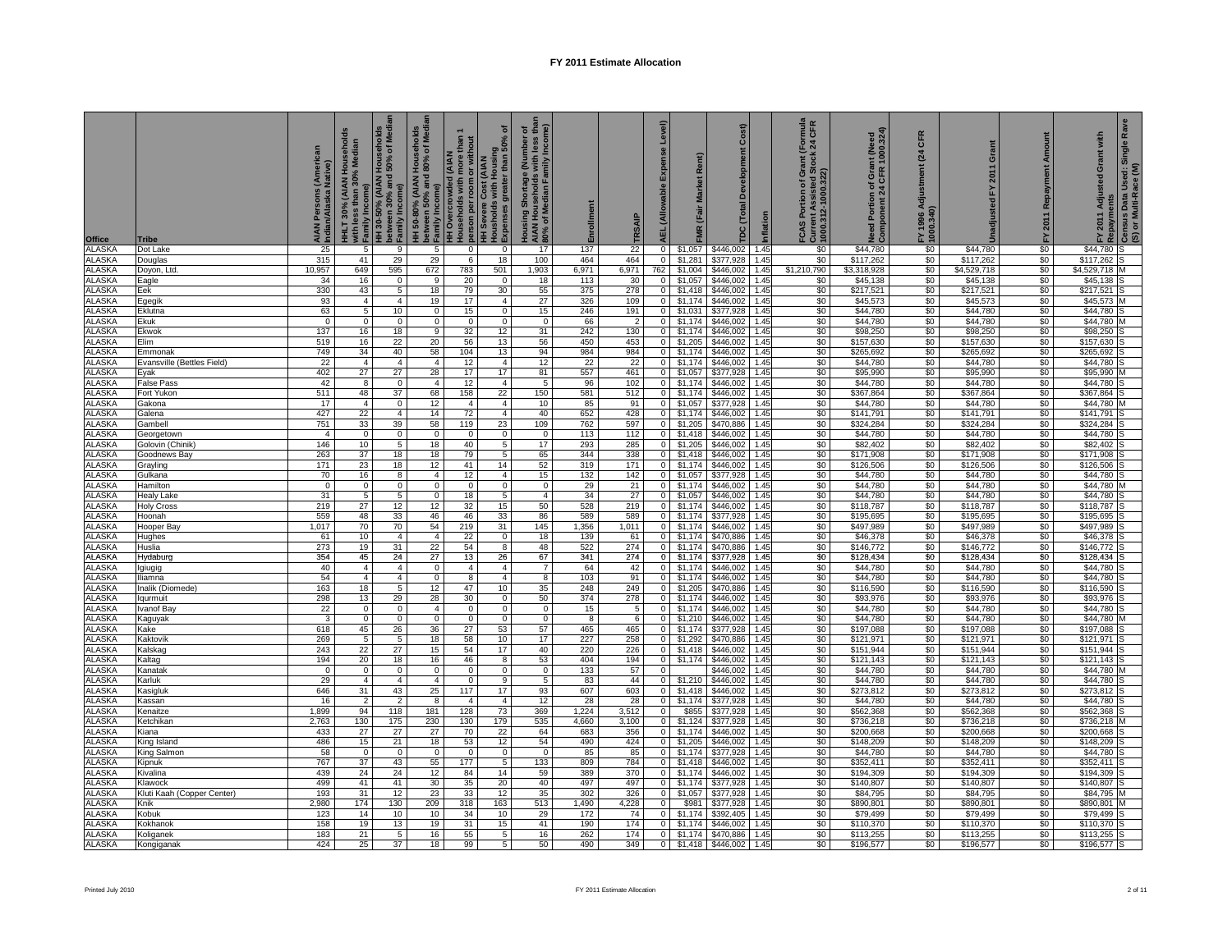# FY 2011 Estimate Allocation

| Office | Tribe | AIAN Persons (American Indian/Alaska Native) | HHLT 30% (AIAN Households with less than 30% Median Family Income) | HH 30-50% (AIAN Households between 30% and 50% of Median Family Income) | HH 50-80% (AIAN Households between 50% and 80% of Median Family Income) | HH Overcrowded (AIAN Households with more than 1 person per room or without kitchen or plumbing) | HH Severe Cost (AIAN Households with Housing Expenses greater than 50% of Income) | Housing Shortage (Number of AIAN Households with less than 80% of Median Family Income) | Enrollment | TRSAIP | AEL (Allowable Expense Level) | FMR (Fair Market Rent) | TDC (Total Development Cost) | Inflation | FCAS Portion of Grant (Formula Current Assisted Stock 24 CFR 1000.312-1000.322) | Need Portion of Grant (Need Component 24 CFR 1000.324) | FY 1996 Adjustment (24 CFR 1000.340) | Unadjusted FY 2011 Grant | FY 2011 Repayment Amount | FY 2011 Adjusted Grant with Repayments | Census Data Used: Single Race (S) or Multi-Race (M) |
|---|---|---|---|---|---|---|---|---|---|---|---|---|---|---|---|---|---|---|---|---|---|
| ALASKA | Dot Lake | 25 | 5 | 9 | 5 | 0 | 0 | 17 | 137 | 22 | 0 | $1,057 | $446,002 | 1.45 | $0 | $44,780 | $0 | $44,780 | $0 | $44,780 | S |
| ALASKA | Douglas | 315 | 41 | 29 | 29 | 6 | 18 | 100 | 464 | 464 | 0 | $1,281 | $377,928 | 1.45 | $0 | $117,262 | $0 | $117,262 | $0 | $117,262 | S |
| ALASKA | Doyon, Ltd. | 10,957 | 649 | 595 | 672 | 783 | 501 | 1,903 | 6,971 | 6,971 | 762 | $1,004 | $446,002 | 1.45 | $1,210,790 | $3,318,928 | $0 | $4,529,718 | $0 | $4,529,718 | M |
| ALASKA | Eagle | 34 | 16 | 0 | 9 | 20 | 0 | 18 | 113 | 30 | 0 | $1,057 | $446,002 | 1.45 | $0 | $45,138 | $0 | $45,138 | $0 | $45,138 | S |
| ALASKA | Eek | 330 | 43 | 5 | 18 | 79 | 30 | 55 | 375 | 278 | 0 | $1,418 | $446,002 | 1.45 | $0 | $217,521 | $0 | $217,521 | $0 | $217,521 | S |
| ALASKA | Egegik | 93 | 4 | 4 | 19 | 17 | 4 | 27 | 326 | 109 | 0 | $1,174 | $446,002 | 1.45 | $0 | $45,573 | $0 | $45,573 | $0 | $45,573 | M |
| ALASKA | Eklutna | 63 | 5 | 10 | 0 | 15 | 0 | 15 | 246 | 191 | 0 | $1,031 | $377,928 | 1.45 | $0 | $44,780 | $0 | $44,780 | $0 | $44,780 | S |
| ALASKA | Ekuk | 0 | 0 | 0 | 0 | 0 | 0 | 0 | 66 | 2 | 0 | $1,174 | $446,002 | 1.45 | $0 | $44,780 | $0 | $44,780 | $0 | $44,780 | M |
| ALASKA | Ekwok | 137 | 16 | 18 | 9 | 32 | 12 | 31 | 242 | 130 | 0 | $1,174 | $446,002 | 1.45 | $0 | $98,250 | $0 | $98,250 | $0 | $98,250 | S |
| ALASKA | Elim | 519 | 16 | 22 | 20 | 56 | 13 | 56 | 450 | 453 | 0 | $1,205 | $446,002 | 1.45 | $0 | $157,630 | $0 | $157,630 | $0 | $157,630 | S |
| ALASKA | Emmonak | 749 | 34 | 40 | 58 | 104 | 13 | 94 | 984 | 984 | 0 | $1,174 | $446,002 | 1.45 | $0 | $265,692 | $0 | $265,692 | $0 | $265,692 | S |
| ALASKA | Evansville (Bettles Field) | 22 | 4 | 4 | 4 | 12 | 4 | 12 | 22 | 22 | 0 | $1,174 | $446,002 | 1.45 | $0 | $44,780 | $0 | $44,780 | $0 | $44,780 | S |
| ALASKA | Eyak | 402 | 27 | 27 | 28 | 17 | 17 | 81 | 557 | 461 | 0 | $1,057 | $377,928 | 1.45 | $0 | $95,990 | $0 | $95,990 | $0 | $95,990 | M |
| ALASKA | False Pass | 42 | 8 | 0 | 4 | 12 | 4 | 5 | 96 | 102 | 0 | $1,174 | $446,002 | 1.45 | $0 | $44,780 | $0 | $44,780 | $0 | $44,780 | S |
| ALASKA | Fort Yukon | 511 | 48 | 37 | 68 | 158 | 22 | 150 | 581 | 512 | 0 | $1,174 | $446,002 | 1.45 | $0 | $367,864 | $0 | $367,864 | $0 | $367,864 | S |
| ALASKA | Gakona | 17 | 4 | 0 | 12 | 4 | 4 | 10 | 85 | 91 | 0 | $1,057 | $377,928 | 1.45 | $0 | $44,780 | $0 | $44,780 | $0 | $44,780 | M |
| ALASKA | Galena | 427 | 22 | 4 | 14 | 72 | 4 | 40 | 652 | 428 | 0 | $1,174 | $446,002 | 1.45 | $0 | $141,791 | $0 | $141,791 | $0 | $141,791 | S |
| ALASKA | Gambell | 751 | 33 | 39 | 58 | 119 | 23 | 109 | 762 | 597 | 0 | $1,205 | $470,886 | 1.45 | $0 | $324,284 | $0 | $324,284 | $0 | $324,284 | S |
| ALASKA | Georgetown | 4 | 0 | 0 | 0 | 0 | 0 | 0 | 113 | 112 | 0 | $1,418 | $446,002 | 1.45 | $0 | $44,780 | $0 | $44,780 | $0 | $44,780 | S |
| ALASKA | Golovin (Chinik) | 146 | 10 | 5 | 18 | 40 | 5 | 17 | 293 | 285 | 0 | $1,205 | $446,002 | 1.45 | $0 | $82,402 | $0 | $82,402 | $0 | $82,402 | S |
| ALASKA | Goodnews Bay | 263 | 37 | 18 | 18 | 79 | 5 | 65 | 344 | 338 | 0 | $1,418 | $446,002 | 1.45 | $0 | $171,908 | $0 | $171,908 | $0 | $171,908 | S |
| ALASKA | Grayling | 171 | 23 | 18 | 12 | 41 | 14 | 52 | 319 | 171 | 0 | $1,174 | $446,002 | 1.45 | $0 | $126,506 | $0 | $126,506 | $0 | $126,506 | S |
| ALASKA | Gulkana | 70 | 16 | 8 | 4 | 12 | 4 | 15 | 132 | 142 | 0 | $1,057 | $377,928 | 1.45 | $0 | $44,780 | $0 | $44,780 | $0 | $44,780 | S |
| ALASKA | Hamilton | 0 | 0 | 0 | 0 | 0 | 0 | 0 | 29 | 21 | 0 | $1,174 | $446,002 | 1.45 | $0 | $44,780 | $0 | $44,780 | $0 | $44,780 | M |
| ALASKA | Healy Lake | 31 | 5 | 5 | 0 | 18 | 5 | 4 | 34 | 27 | 0 | $1,057 | $446,002 | 1.45 | $0 | $44,780 | $0 | $44,780 | $0 | $44,780 | S |
| ALASKA | Holy Cross | 219 | 27 | 12 | 12 | 32 | 15 | 50 | 528 | 219 | 0 | $1,174 | $446,002 | 1.45 | $0 | $118,787 | $0 | $118,787 | $0 | $118,787 | S |
| ALASKA | Hoonah | 559 | 48 | 33 | 46 | 46 | 33 | 86 | 589 | 589 | 0 | $1,174 | $377,928 | 1.45 | $0 | $195,695 | $0 | $195,695 | $0 | $195,695 | S |
| ALASKA | Hooper Bay | 1,017 | 70 | 70 | 54 | 219 | 31 | 145 | 1,356 | 1,011 | 0 | $1,174 | $446,002 | 1.45 | $0 | $497,989 | $0 | $497,989 | $0 | $497,989 | S |
| ALASKA | Hughes | 61 | 10 | 4 | 4 | 22 | 0 | 18 | 139 | 61 | 0 | $1,174 | $470,886 | 1.45 | $0 | $46,378 | $0 | $46,378 | $0 | $46,378 | S |
| ALASKA | Huslia | 273 | 19 | 31 | 22 | 54 | 8 | 48 | 522 | 274 | 0 | $1,174 | $470,886 | 1.45 | $0 | $146,772 | $0 | $146,772 | $0 | $146,772 | S |
| ALASKA | Hydaburg | 354 | 45 | 24 | 27 | 13 | 26 | 67 | 341 | 274 | 0 | $1,174 | $377,928 | 1.45 | $0 | $128,434 | $0 | $128,434 | $0 | $128,434 | S |
| ALASKA | Igiugig | 40 | 4 | 4 | 0 | 4 | 4 | 7 | 64 | 42 | 0 | $1,174 | $446,002 | 1.45 | $0 | $44,780 | $0 | $44,780 | $0 | $44,780 | S |
| ALASKA | Iliamna | 54 | 4 | 4 | 0 | 8 | 4 | 8 | 103 | 91 | 0 | $1,174 | $446,002 | 1.45 | $0 | $44,780 | $0 | $44,780 | $0 | $44,780 | S |
| ALASKA | Inalik (Diomede) | 163 | 18 | 5 | 12 | 47 | 10 | 35 | 248 | 249 | 0 | $1,205 | $470,886 | 1.45 | $0 | $116,590 | $0 | $116,590 | $0 | $116,590 | S |
| ALASKA | Iqurmuit | 298 | 13 | 29 | 28 | 30 | 0 | 50 | 374 | 278 | 0 | $1,174 | $446,002 | 1.45 | $0 | $93,976 | $0 | $93,976 | $0 | $93,976 | S |
| ALASKA | Ivanof Bay | 22 | 0 | 0 | 4 | 0 | 0 | 0 | 15 | 5 | 0 | $1,174 | $446,002 | 1.45 | $0 | $44,780 | $0 | $44,780 | $0 | $44,780 | S |
| ALASKA | Kaguyak | 3 | 0 | 0 | 0 | 0 | 0 | 0 | 8 | 6 | 0 | $1,210 | $446,002 | 1.45 | $0 | $44,780 | $0 | $44,780 | $0 | $44,780 | M |
| ALASKA | Kake | 618 | 45 | 26 | 36 | 27 | 53 | 57 | 465 | 465 | 0 | $1,174 | $377,928 | 1.45 | $0 | $197,088 | $0 | $197,088 | $0 | $197,088 | S |
| ALASKA | Kaktovik | 269 | 5 | 5 | 18 | 58 | 10 | 17 | 227 | 258 | 0 | $1,292 | $470,886 | 1.45 | $0 | $121,971 | $0 | $121,971 | $0 | $121,971 | S |
| ALASKA | Kalskag | 243 | 22 | 27 | 15 | 54 | 17 | 40 | 220 | 226 | 0 | $1,418 | $446,002 | 1.45 | $0 | $151,944 | $0 | $151,944 | $0 | $151,944 | S |
| ALASKA | Kaltag | 194 | 20 | 18 | 16 | 46 | 8 | 53 | 404 | 194 | 0 | $1,174 | $446,002 | 1.45 | $0 | $121,143 | $0 | $121,143 | $0 | $121,143 | S |
| ALASKA | Kanatak | 0 | 0 | 0 | 0 | 0 | 0 | 0 | 133 | 57 | 0 | | $446,002 | 1.45 | $0 | $44,780 | $0 | $44,780 | $0 | $44,780 | M |
| ALASKA | Karluk | 29 | 4 | 4 | 4 | 0 | 9 | 5 | 83 | 44 | 0 | $1,210 | $446,002 | 1.45 | $0 | $44,780 | $0 | $44,780 | $0 | $44,780 | S |
| ALASKA | Kasigluk | 646 | 31 | 43 | 25 | 117 | 17 | 93 | 607 | 603 | 0 | $1,418 | $446,002 | 1.45 | $0 | $273,812 | $0 | $273,812 | $0 | $273,812 | S |
| ALASKA | Kassan | 16 | 2 | 2 | 8 | 4 | 4 | 12 | 28 | 28 | 0 | $1,174 | $377,928 | 1.45 | $0 | $44,780 | $0 | $44,780 | $0 | $44,780 | S |
| ALASKA | Kenaitze | 1,899 | 94 | 118 | 181 | 128 | 73 | 369 | 1,224 | 3,512 | 0 | $855 | $377,928 | 1.45 | $0 | $562,368 | $0 | $562,368 | $0 | $562,368 | S |
| ALASKA | Ketchikan | 2,763 | 130 | 175 | 230 | 130 | 179 | 535 | 4,660 | 3,100 | 0 | $1,124 | $377,928 | 1.45 | $0 | $736,218 | $0 | $736,218 | $0 | $736,218 | M |
| ALASKA | Kiana | 433 | 27 | 27 | 27 | 70 | 22 | 64 | 683 | 356 | 0 | $1,174 | $446,002 | 1.45 | $0 | $200,668 | $0 | $200,668 | $0 | $200,668 | S |
| ALASKA | King Island | 486 | 15 | 21 | 18 | 53 | 12 | 54 | 490 | 424 | 0 | $1,205 | $446,002 | 1.45 | $0 | $148,209 | $0 | $148,209 | $0 | $148,209 | S |
| ALASKA | King Salmon | 58 | 0 | 0 | 0 | 0 | 0 | 0 | 85 | 85 | 0 | $1,174 | $377,928 | 1.45 | $0 | $44,780 | $0 | $44,780 | $0 | $44,780 | S |
| ALASKA | Kipnuk | 767 | 37 | 43 | 55 | 177 | 5 | 133 | 809 | 784 | 0 | $1,418 | $446,002 | 1.45 | $0 | $352,411 | $0 | $352,411 | $0 | $352,411 | S |
| ALASKA | Kivalina | 439 | 24 | 24 | 12 | 84 | 14 | 59 | 389 | 370 | 0 | $1,174 | $446,002 | 1.45 | $0 | $194,309 | $0 | $194,309 | $0 | $194,309 | S |
| ALASKA | Klawock | 499 | 41 | 41 | 30 | 35 | 20 | 40 | 497 | 497 | 0 | $1,174 | $377,928 | 1.45 | $0 | $140,807 | $0 | $140,807 | $0 | $140,807 | S |
| ALASKA | Kluti Kaah (Copper Center) | 193 | 31 | 12 | 23 | 33 | 12 | 35 | 302 | 326 | 0 | $1,057 | $377,928 | 1.45 | $0 | $84,795 | $0 | $84,795 | $0 | $84,795 | M |
| ALASKA | Knik | 2,980 | 174 | 130 | 209 | 318 | 163 | 513 | 1,490 | 4,228 | 0 | $981 | $377,928 | 1.45 | $0 | $890,801 | $0 | $890,801 | $0 | $890,801 | M |
| ALASKA | Kobuk | 123 | 14 | 10 | 10 | 34 | 10 | 29 | 172 | 74 | 0 | $1,174 | $392,405 | 1.45 | $0 | $79,499 | $0 | $79,499 | $0 | $79,499 | S |
| ALASKA | Kokhanok | 158 | 19 | 13 | 19 | 31 | 15 | 41 | 190 | 174 | 0 | $1,174 | $446,002 | 1.45 | $0 | $110,370 | $0 | $110,370 | $0 | $110,370 | S |
| ALASKA | Koliganek | 183 | 21 | 5 | 16 | 55 | 5 | 16 | 262 | 174 | 0 | $1,174 | $470,886 | 1.45 | $0 | $113,255 | $0 | $113,255 | $0 | $113,255 | S |
| ALASKA | Kongiganak | 424 | 25 | 37 | 18 | 99 | 5 | 50 | 490 | 349 | 0 | $1,418 | $446,002 | 1.45 | $0 | $196,577 | $0 | $196,577 | $0 | $196,577 | S |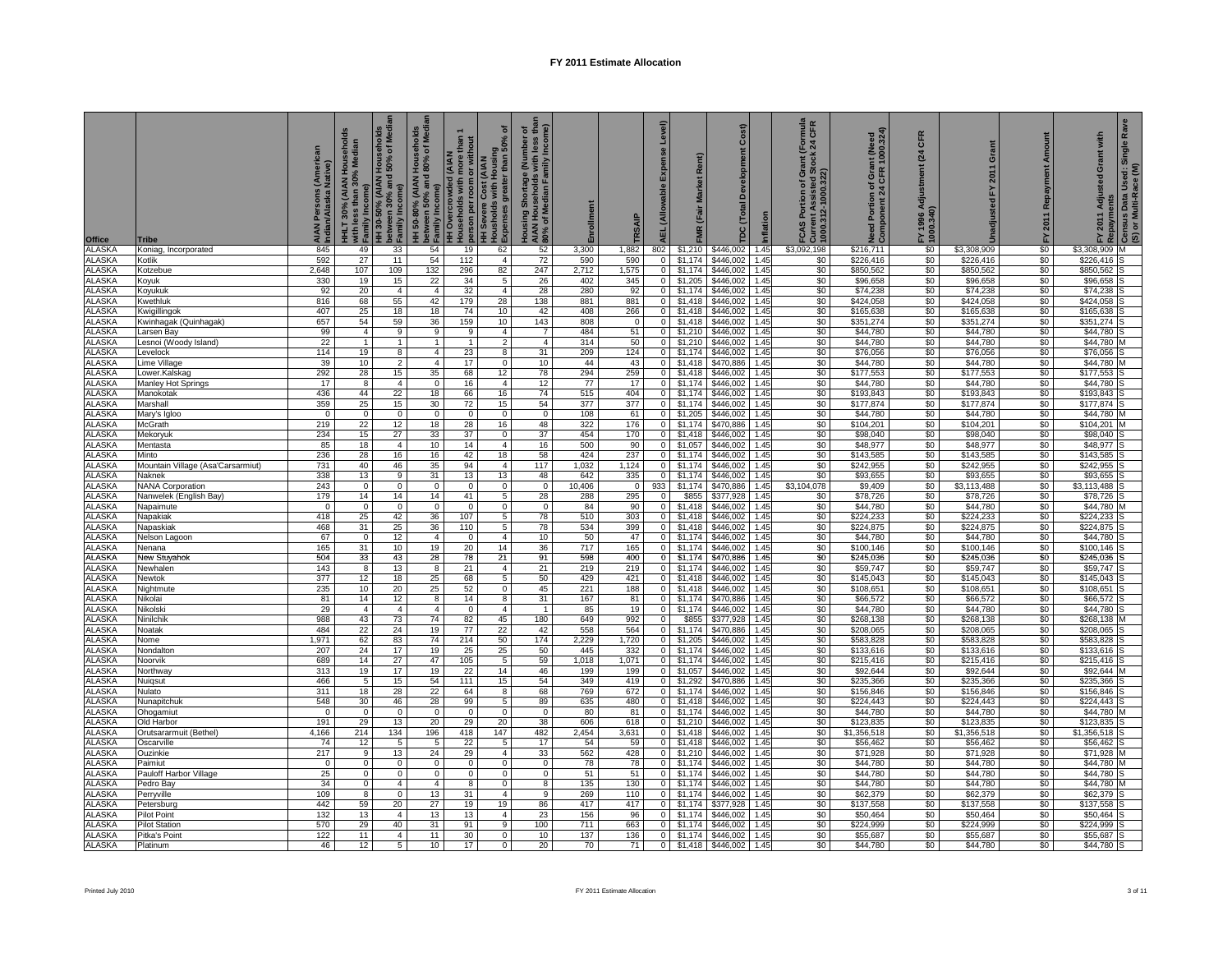# FY 2011 Estimate Allocation

| Office | Tribe | AIAN Persons (American Indian/Alaska Native) | HHLT 30% (AIAN Households with less than 30% Median Family Income) | HH 30-50% (AIAN Households between 30% and 50% of Median Family Income) | HH 50-80% (AIAN Households between 50% and 80% of Median Family Income) | HH Overcrowded (AIAN Households with more than 1 person per room or without kitchen or plumbing) | HH Severe Cost (AIAN Households with Housing Expenses greater than 50% of Income) | Housing Shortage (Number of AIAN Households with less than 80% of Median Family Income) | Enrollment | TRSAIP | AEL (Allowable Expense Level) | FMR (Fair Market Rent) | TDC (Total Development Cost) | Inflation | FCAS Portion of Grant (Formula Current Assisted Stock 24 CFR 1000.312-1000.322) | Need Portion of Grant (Need Component 24 CFR 1000.324) | FY 1996 Adjustment (24 CFR 1000.340) | Unadjusted FY 2011 Grant | FY 2011 Repayment Amount | FY 2011 Adjusted Grant with Repayments | Census Data Used: Single Race (S) or Multi-Race (M) |
|---|---|---|---|---|---|---|---|---|---|---|---|---|---|---|---|---|---|---|---|---|---|
| ALASKA | Koniag, Incorporated | 845 | 49 | 33 | 54 | 19 | 62 | 52 | 3,300 | 1,882 | 802 | $1,210 | $446,002 | 1.45 | $3,092,198 | $216,711 | $0 | $3,308,909 | $0 | $3,308,909 | M |
| ALASKA | Kotlik | 592 | 27 | 11 | 54 | 112 | 4 | 72 | 590 | 590 | 0 | $1,174 | $446,002 | 1.45 | $0 | $226,416 | $0 | $226,416 | $0 | $226,416 | S |
| ALASKA | Kotzebue | 2,648 | 107 | 109 | 132 | 296 | 82 | 247 | 2,712 | 1,575 | 0 | $1,174 | $446,002 | 1.45 | $0 | $850,562 | $0 | $850,562 | $0 | $850,562 | S |
| ALASKA | Koyuk | 330 | 19 | 15 | 22 | 34 | 5 | 26 | 402 | 345 | 0 | $1,205 | $446,002 | 1.45 | $0 | $96,658 | $0 | $96,658 | $0 | $96,658 | S |
| ALASKA | Koyukuk | 92 | 20 | 4 | 4 | 32 | 4 | 28 | 280 | 92 | 0 | $1,174 | $446,002 | 1.45 | $0 | $74,238 | $0 | $74,238 | $0 | $74,238 | S |
| ALASKA | Kwethluk | 816 | 68 | 55 | 42 | 179 | 28 | 138 | 881 | 881 | 0 | $1,418 | $446,002 | 1.45 | $0 | $424,058 | $0 | $424,058 | $0 | $424,058 | S |
| ALASKA | Kwigillingok | 407 | 25 | 18 | 18 | 74 | 10 | 42 | 408 | 266 | 0 | $1,418 | $446,002 | 1.45 | $0 | $165,638 | $0 | $165,638 | $0 | $165,638 | S |
| ALASKA | Kwinhagak (Quinhagak) | 657 | 54 | 59 | 36 | 159 | 10 | 143 | 808 | 0 | 0 | $1,418 | $446,002 | 1.45 | $0 | $351,274 | $0 | $351,274 | $0 | $351,274 | S |
| ALASKA | Larsen Bay | 99 | 4 | 9 | 9 | 9 | 4 | 7 | 484 | 51 | 0 | $1,210 | $446,002 | 1.45 | $0 | $44,780 | $0 | $44,780 | $0 | $44,780 | S |
| ALASKA | Lesnoi (Woody Island) | 22 | 1 | 1 | 1 | 1 | 2 | 4 | 314 | 50 | 0 | $1,210 | $446,002 | 1.45 | $0 | $44,780 | $0 | $44,780 | $0 | $44,780 | M |
| ALASKA | Levelock | 114 | 19 | 8 | 4 | 23 | 8 | 31 | 209 | 124 | 0 | $1,174 | $446,002 | 1.45 | $0 | $76,056 | $0 | $76,056 | $0 | $76,056 | S |
| ALASKA | Lime Village | 39 | 10 | 2 | 4 | 17 | 0 | 10 | 44 | 43 | 0 | $1,418 | $470,886 | 1.45 | $0 | $44,780 | $0 | $44,780 | $0 | $44,780 | M |
| ALASKA | Lower.Kalskag | 292 | 28 | 15 | 35 | 68 | 12 | 78 | 294 | 259 | 0 | $1,418 | $446,002 | 1.45 | $0 | $177,553 | $0 | $177,553 | $0 | $177,553 | S |
| ALASKA | Manley Hot Springs | 17 | 8 | 4 | 0 | 16 | 4 | 12 | 77 | 17 | 0 | $1,174 | $446,002 | 1.45 | $0 | $44,780 | $0 | $44,780 | $0 | $44,780 | S |
| ALASKA | Manokotak | 436 | 44 | 22 | 18 | 66 | 16 | 74 | 515 | 404 | 0 | $1,174 | $446,002 | 1.45 | $0 | $193,843 | $0 | $193,843 | $0 | $193,843 | S |
| ALASKA | Marshall | 359 | 25 | 15 | 30 | 72 | 15 | 54 | 377 | 377 | 0 | $1,174 | $446,002 | 1.45 | $0 | $177,874 | $0 | $177,874 | $0 | $177,874 | S |
| ALASKA | Mary's Igloo | 0 | 0 | 0 | 0 | 0 | 0 | 0 | 108 | 61 | 0 | $1,205 | $446,002 | 1.45 | $0 | $44,780 | $0 | $44,780 | $0 | $44,780 | M |
| ALASKA | McGrath | 219 | 22 | 12 | 18 | 28 | 16 | 48 | 322 | 176 | 0 | $1,174 | $470,886 | 1.45 | $0 | $104,201 | $0 | $104,201 | $0 | $104,201 | M |
| ALASKA | Mekoryuk | 234 | 15 | 27 | 33 | 37 | 0 | 37 | 454 | 170 | 0 | $1,418 | $446,002 | 1.45 | $0 | $98,040 | $0 | $98,040 | $0 | $98,040 | S |
| ALASKA | Mentasta | 85 | 18 | 4 | 10 | 14 | 4 | 16 | 500 | 90 | 0 | $1,057 | $446,002 | 1.45 | $0 | $48,977 | $0 | $48,977 | $0 | $48,977 | S |
| ALASKA | Minto | 236 | 28 | 16 | 16 | 42 | 18 | 58 | 424 | 237 | 0 | $1,174 | $446,002 | 1.45 | $0 | $143,585 | $0 | $143,585 | $0 | $143,585 | S |
| ALASKA | Mountain Village (Asa'Carsarmiut) | 731 | 40 | 46 | 35 | 94 | 4 | 117 | 1,032 | 1,124 | 0 | $1,174 | $446,002 | 1.45 | $0 | $242,955 | $0 | $242,955 | $0 | $242,955 | S |
| ALASKA | Naknek | 338 | 13 | 9 | 31 | 13 | 13 | 48 | 642 | 335 | 0 | $1,174 | $446,002 | 1.45 | $0 | $93,655 | $0 | $93,655 | $0 | $93,655 | S |
| ALASKA | NANA Corporation | 243 | 0 | 0 | 0 | 0 | 0 | 0 | 10,406 | 0 | 933 | $1,174 | $470,886 | 1.45 | $3,104,078 | $9,409 | $0 | $3,113,488 | $0 | $3,113,488 | S |
| ALASKA | Nanwelek (English Bay) | 179 | 14 | 14 | 14 | 41 | 5 | 28 | 288 | 295 | 0 | $855 | $377,928 | 1.45 | $0 | $78,726 | $0 | $78,726 | $0 | $78,726 | S |
| ALASKA | Napaimute | 0 | 0 | 0 | 0 | 0 | 0 | 0 | 84 | 90 | 0 | $1,418 | $446,002 | 1.45 | $0 | $44,780 | $0 | $44,780 | $0 | $44,780 | M |
| ALASKA | Napakiak | 418 | 25 | 42 | 36 | 107 | 5 | 78 | 510 | 303 | 0 | $1,418 | $446,002 | 1.45 | $0 | $224,233 | $0 | $224,233 | $0 | $224,233 | S |
| ALASKA | Napaskiak | 468 | 31 | 25 | 36 | 110 | 5 | 78 | 534 | 399 | 0 | $1,418 | $446,002 | 1.45 | $0 | $224,875 | $0 | $224,875 | $0 | $224,875 | S |
| ALASKA | Nelson Lagoon | 67 | 0 | 12 | 4 | 0 | 4 | 10 | 50 | 47 | 0 | $1,174 | $446,002 | 1.45 | $0 | $44,780 | $0 | $44,780 | $0 | $44,780 | S |
| ALASKA | Nenana | 165 | 31 | 10 | 19 | 20 | 14 | 36 | 717 | 165 | 0 | $1,174 | $446,002 | 1.45 | $0 | $100,146 | $0 | $100,146 | $0 | $100,146 | S |
| ALASKA | New Stuyahok | 504 | 33 | 43 | 28 | 78 | 21 | 91 | 598 | 400 | 0 | $1,174 | $470,886 | 1.45 | $0 | $245,036 | $0 | $245,036 | $0 | $245,036 | S |
| ALASKA | Newhalen | 143 | 8 | 13 | 8 | 21 | 4 | 21 | 219 | 219 | 0 | $1,174 | $446,002 | 1.45 | $0 | $59,747 | $0 | $59,747 | $0 | $59,747 | S |
| ALASKA | Newtok | 377 | 12 | 18 | 25 | 68 | 5 | 50 | 429 | 421 | 0 | $1,418 | $446,002 | 1.45 | $0 | $145,043 | $0 | $145,043 | $0 | $145,043 | S |
| ALASKA | Nightmute | 235 | 10 | 20 | 25 | 52 | 0 | 45 | 221 | 188 | 0 | $1,418 | $446,002 | 1.45 | $0 | $108,651 | $0 | $108,651 | $0 | $108,651 | S |
| ALASKA | Nikolai | 81 | 14 | 12 | 8 | 14 | 8 | 31 | 167 | 81 | 0 | $1,174 | $470,886 | 1.45 | $0 | $66,572 | $0 | $66,572 | $0 | $66,572 | S |
| ALASKA | Nikolski | 29 | 4 | 4 | 4 | 0 | 4 | 1 | 85 | 19 | 0 | $1,174 | $446,002 | 1.45 | $0 | $44,780 | $0 | $44,780 | $0 | $44,780 | S |
| ALASKA | Ninilchik | 988 | 43 | 73 | 74 | 82 | 45 | 180 | 649 | 992 | 0 | $855 | $377,928 | 1.45 | $0 | $268,138 | $0 | $268,138 | $0 | $268,138 | M |
| ALASKA | Noatak | 484 | 22 | 24 | 19 | 77 | 22 | 42 | 558 | 564 | 0 | $1,174 | $470,886 | 1.45 | $0 | $208,065 | $0 | $208,065 | $0 | $208,065 | S |
| ALASKA | Nome | 1,971 | 62 | 83 | 74 | 214 | 50 | 174 | 2,229 | 1,720 | 0 | $1,205 | $446,002 | 1.45 | $0 | $583,828 | $0 | $583,828 | $0 | $583,828 | S |
| ALASKA | Nondalton | 207 | 24 | 17 | 19 | 25 | 25 | 50 | 445 | 332 | 0 | $1,174 | $446,002 | 1.45 | $0 | $133,616 | $0 | $133,616 | $0 | $133,616 | S |
| ALASKA | Noorvik | 689 | 14 | 27 | 47 | 105 | 5 | 59 | 1,018 | 1,071 | 0 | $1,174 | $446,002 | 1.45 | $0 | $215,416 | $0 | $215,416 | $0 | $215,416 | S |
| ALASKA | Northway | 313 | 19 | 17 | 19 | 22 | 14 | 46 | 199 | 199 | 0 | $1,057 | $446,002 | 1.45 | $0 | $92,644 | $0 | $92,644 | $0 | $92,644 | M |
| ALASKA | Nuiqsut | 466 | 5 | 15 | 54 | 111 | 15 | 54 | 349 | 419 | 0 | $1,292 | $470,886 | 1.45 | $0 | $235,366 | $0 | $235,366 | $0 | $235,366 | S |
| ALASKA | Nulato | 311 | 18 | 28 | 22 | 64 | 8 | 68 | 769 | 672 | 0 | $1,174 | $446,002 | 1.45 | $0 | $156,846 | $0 | $156,846 | $0 | $156,846 | S |
| ALASKA | Nunapitchuk | 548 | 30 | 46 | 28 | 99 | 5 | 89 | 635 | 480 | 0 | $1,418 | $446,002 | 1.45 | $0 | $224,443 | $0 | $224,443 | $0 | $224,443 | S |
| ALASKA | Ohogamiut | 0 | 0 | 0 | 0 | 0 | 0 | 0 | 80 | 81 | 0 | $1,174 | $446,002 | 1.45 | $0 | $44,780 | $0 | $44,780 | $0 | $44,780 | M |
| ALASKA | Old Harbor | 191 | 29 | 13 | 20 | 29 | 20 | 38 | 606 | 618 | 0 | $1,210 | $446,002 | 1.45 | $0 | $123,835 | $0 | $123,835 | $0 | $123,835 | S |
| ALASKA | Orutsararmuit (Bethel) | 4,166 | 214 | 134 | 196 | 418 | 147 | 482 | 2,454 | 3,631 | 0 | $1,418 | $446,002 | 1.45 | $0 | $1,356,518 | $0 | $1,356,518 | $0 | $1,356,518 | S |
| ALASKA | Oscarville | 74 | 12 | 5 | 5 | 22 | 5 | 17 | 54 | 59 | 0 | $1,418 | $446,002 | 1.45 | $0 | $56,462 | $0 | $56,462 | $0 | $56,462 | S |
| ALASKA | Ouzinkie | 217 | 9 | 13 | 24 | 29 | 4 | 33 | 562 | 428 | 0 | $1,210 | $446,002 | 1.45 | $0 | $71,928 | $0 | $71,928 | $0 | $71,928 | M |
| ALASKA | Paimiut | 0 | 0 | 0 | 0 | 0 | 0 | 0 | 78 | 78 | 0 | $1,174 | $446,002 | 1.45 | $0 | $44,780 | $0 | $44,780 | $0 | $44,780 | M |
| ALASKA | Pauloff Harbor Village | 25 | 0 | 0 | 0 | 0 | 0 | 0 | 51 | 51 | 0 | $1,174 | $446,002 | 1.45 | $0 | $44,780 | $0 | $44,780 | $0 | $44,780 | S |
| ALASKA | Pedro Bay | 34 | 0 | 4 | 4 | 8 | 0 | 8 | 135 | 130 | 0 | $1,174 | $446,002 | 1.45 | $0 | $44,780 | $0 | $44,780 | $0 | $44,780 | M |
| ALASKA | Perryville | 109 | 8 | 0 | 13 | 31 | 4 | 9 | 269 | 110 | 0 | $1,174 | $446,002 | 1.45 | $0 | $62,379 | $0 | $62,379 | $0 | $62,379 | S |
| ALASKA | Petersburg | 442 | 59 | 20 | 27 | 19 | 19 | 86 | 417 | 417 | 0 | $1,174 | $377,928 | 1.45 | $0 | $137,558 | $0 | $137,558 | $0 | $137,558 | S |
| ALASKA | Pilot Point | 132 | 13 | 4 | 13 | 13 | 4 | 23 | 156 | 96 | 0 | $1,174 | $446,002 | 1.45 | $0 | $50,464 | $0 | $50,464 | $0 | $50,464 | S |
| ALASKA | Pilot Station | 570 | 29 | 40 | 31 | 91 | 9 | 100 | 711 | 663 | 0 | $1,174 | $446,002 | 1.45 | $0 | $224,999 | $0 | $224,999 | $0 | $224,999 | S |
| ALASKA | Pitka's Point | 122 | 11 | 4 | 11 | 30 | 0 | 10 | 137 | 136 | 0 | $1,174 | $446,002 | 1.45 | $0 | $55,687 | $0 | $55,687 | $0 | $55,687 | S |
| ALASKA | Platinum | 46 | 12 | 5 | 10 | 17 | 0 | 20 | 70 | 71 | 0 | $1,418 | $446,002 | 1.45 | $0 | $44,780 | $0 | $44,780 | $0 | $44,780 | S |

Printed July 2010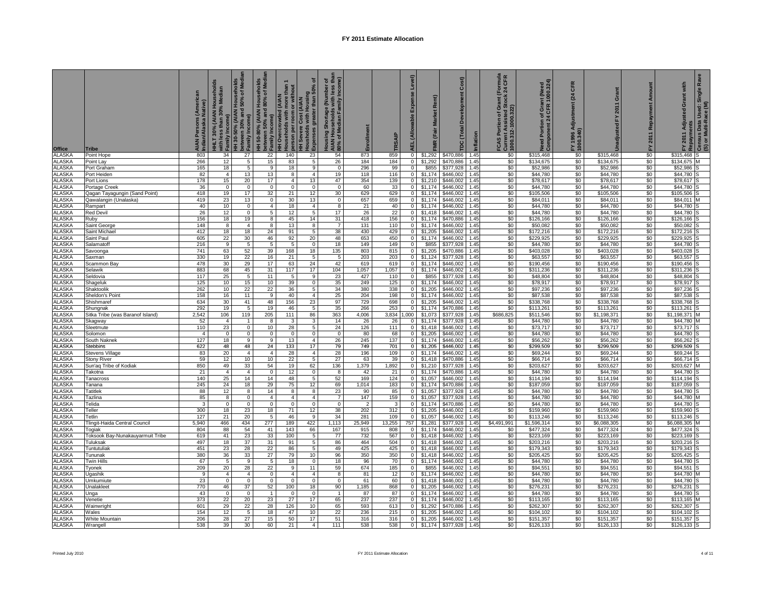# FY 2011 Estimate Allocation

| Office | Tribe | AIAN Persons (American Indian/Alaska Native) | HHLT 30% (AIAN Households with less than 30% Median Family Income) | HH 30-50% (AIAN Households between 30% and 50% of Median Family Income) | HH 50-80% (AIAN Households between 50% and 80% of Median Family Income) | HH Overcrowded (AIAN Households with more than 1 person per room or without kitchen or plumbing) | HH Severe Cost (AIAN Households with Housing Expenses greater than 50% of Income) | Housing Shortage (Number of AIAN Households with less than 80% of Median Family Income) | Enrollment | TRSAIP | AEL (Allowable Expense Level) | FMR (Fair Market Rent) | TDC (Total Development Cost) | Inflation | FCAS Portion of Grant (Formula Current Assisted Stock 24 CFR 1000.312-1000.322) | Need Portion of Grant (Need Component 24 CFR 1000.324) | FY 1996 Adjustment (24 CFR 1000.340) | Unadjusted FY 2011 Grant | FY 2011 Repayment Amount | FY 2011 Adjusted Grant with Repayments | Census Data Used: Single Race (S) or Multi-Race (M) |
|---|---|---|---|---|---|---|---|---|---|---|---|---|---|---|---|---|---|---|---|---|---|
| ALASKA | Point Hope | 803 | 34 | 27 | 22 | 140 | 23 | 54 | 873 | 859 | 0 | $1,292 | $470,886 | 1.45 | $0 | $315,468 | $0 | $315,468 | $0 | $315,468 | S |
| ALASKA | Point Lay | 266 | 12 | 5 | 15 | 83 | 5 | 26 | 184 | 184 | 0 | $1,292 | $470,886 | 1.45 | $0 | $134,675 | $0 | $134,675 | $0 | $134,675 | M |
| ALASKA | Port Graham | 165 | 18 | 5 | 9 | 18 | 9 | 0 | 296 | 99 | 0 | $855 | $377,928 | 1.45 | $0 | $52,986 | $0 | $52,986 | $0 | $52,986 | S |
| ALASKA | Port Heiden | 82 | 4 | 13 | 13 | 8 | 4 | 19 | 118 | 116 | 0 | $1,174 | $446,002 | 1.45 | $0 | $44,780 | $0 | $44,780 | $0 | $44,780 | S |
| ALASKA | Port Lions | 178 | 15 | 20 | 17 | 4 | 13 | 47 | 354 | 139 | 0 | $1,210 | $446,002 | 1.45 | $0 | $78,617 | $0 | $78,617 | $0 | $78,617 | S |
| ALASKA | Portage Creek | 36 | 0 | 0 | 0 | 0 | 0 | 0 | 60 | 33 | 0 | $1,174 | $446,002 | 1.45 | $0 | $44,780 | $0 | $44,780 | $0 | $44,780 | S |
| ALASKA | Qagan Tayagungin (Sand Point) | 418 | 19 | 17 | 32 | 21 | 12 | 30 | 629 | 629 | 0 | $1,174 | $446,002 | 1.45 | $0 | $105,506 | $0 | $105,506 | $0 | $105,506 | S |
| ALASKA | Qawalangin (Unalaska) | 419 | 23 | 13 | 0 | 30 | 13 | 0 | 657 | 659 | 0 | $1,174 | $446,002 | 1.45 | $0 | $84,011 | $0 | $84,011 | $0 | $84,011 | M |
| ALASKA | Rampart | 40 | 10 | 0 | 4 | 18 | 4 | 8 | 21 | 40 | 0 | $1,174 | $446,002 | 1.45 | $0 | $44,780 | $0 | $44,780 | $0 | $44,780 | S |
| ALASKA | Red Devil | 26 | 12 | 0 | 5 | 12 | 5 | 17 | 26 | 22 | 0 | $1,418 | $446,002 | 1.45 | $0 | $44,780 | $0 | $44,780 | $0 | $44,780 | S |
| ALASKA | Ruby | 156 | 18 | 19 | 8 | 45 | 14 | 31 | 418 | 156 | 0 | $1,174 | $470,886 | 1.45 | $0 | $126,166 | $0 | $126,166 | $0 | $126,166 | S |
| ALASKA | Saint George | 148 | 8 | 4 | 8 | 13 | 8 | 7 | 131 | 110 | 0 | $1,174 | $446,002 | 1.45 | $0 | $50,082 | $0 | $50,082 | $0 | $50,082 | S |
| ALASKA | Saint Michael | 412 | 18 | 18 | 24 | 91 | 5 | 38 | 430 | 429 | 0 | $1,205 | $446,002 | 1.45 | $0 | $172,216 | $0 | $172,216 | $0 | $172,216 | S |
| ALASKA | Saint Paul | 605 | 22 | 30 | 46 | 92 | 20 | 48 | 653 | 450 | 0 | $1,174 | $446,002 | 1.45 | $0 | $229,925 | $0 | $229,925 | $0 | $229,925 | S |
| ALASKA | Salamatoff | 216 | 9 | 5 | 5 | 5 | 0 | 18 | 149 | 149 | 0 | $855 | $377,928 | 1.45 | $0 | $44,780 | $0 | $44,780 | $0 | $44,780 | S |
| ALASKA | Savoonga | 741 | 63 | 52 | 39 | 168 | 18 | 135 | 803 | 815 | 0 | $1,205 | $470,886 | 1.45 | $0 | $403,028 | $0 | $403,028 | $0 | $403,028 | S |
| ALASKA | Saxman | 330 | 19 | 22 | 16 | 21 | 5 | 5 | 203 | 203 | 0 | $1,124 | $377,928 | 1.45 | $0 | $63,557 | $0 | $63,557 | $0 | $63,557 | S |
| ALASKA | Scammon Bay | 478 | 30 | 29 | 17 | 63 | 24 | 42 | 619 | 619 | 0 | $1,174 | $446,002 | 1.45 | $0 | $190,456 | $0 | $190,456 | $0 | $190,456 | S |
| ALASKA | Selawik | 883 | 68 | 45 | 31 | 117 | 17 | 104 | 1,057 | 1,057 | 0 | $1,174 | $446,002 | 1.45 | $0 | $311,236 | $0 | $311,236 | $0 | $311,236 | S |
| ALASKA | Seldovia | 117 | 25 | 5 | 11 | 5 | 9 | 23 | 427 | 110 | 0 | $855 | $377,928 | 1.45 | $0 | $48,804 | $0 | $48,804 | $0 | $48,804 | S |
| ALASKA | Shageluk | 125 | 10 | 15 | 10 | 39 | 0 | 35 | 249 | 125 | 0 | $1,174 | $446,002 | 1.45 | $0 | $78,917 | $0 | $78,917 | $0 | $78,917 | S |
| ALASKA | Shaktoolik | 262 | 10 | 22 | 22 | 36 | 5 | 34 | 380 | 338 | 0 | $1,205 | $446,002 | 1.45 | $0 | $97,236 | $0 | $97,236 | $0 | $97,236 | S |
| ALASKA | Sheldon's Point | 158 | 16 | 11 | 9 | 40 | 4 | 25 | 204 | 198 | 0 | $1,174 | $446,002 | 1.45 | $0 | $87,538 | $0 | $87,538 | $0 | $87,538 | S |
| ALASKA | Shishmaref | 634 | 30 | 41 | 48 | 156 | 23 | 97 | 729 | 698 | 0 | $1,205 | $446,002 | 1.45 | $0 | $338,768 | $0 | $338,768 | $0 | $338,768 | S |
| ALASKA | Shungnak | 292 | 19 | 5 | 19 | 46 | 5 | 35 | 266 | 253 | 0 | $1,174 | $470,886 | 1.45 | $0 | $113,261 | $0 | $113,261 | $0 | $113,261 | S |
| ALASKA | Sitka Tribe (was Baranof Island) | 2,542 | 106 | 119 | 205 | 111 | 86 | 363 | 4,006 | 3,834 | 1,000 | $1,073 | $377,928 | 1.45 | $686,825 | $511,546 | $0 | $1,198,371 | $0 | $1,198,371 | M |
| ALASKA | Skagway | 52 | 4 | 1 | 8 | 3 | 3 | 14 | 26 | 26 | 0 | $1,174 | $377,928 | 1.45 | $0 | $44,780 | $0 | $44,780 | $0 | $44,780 | M |
| ALASKA | Sleetmute | 110 | 23 | 0 | 10 | 28 | 5 | 24 | 126 | 111 | 0 | $1,418 | $446,002 | 1.45 | $0 | $73,717 | $0 | $73,717 | $0 | $73,717 | S |
| ALASKA | Solomon | 4 | 0 | 0 | 0 | 0 | 0 | 0 | 80 | 68 | 0 | $1,205 | $446,002 | 1.45 | $0 | $44,780 | $0 | $44,780 | $0 | $44,780 | S |
| ALASKA | South Naknek | 127 | 18 | 9 | 9 | 13 | 4 | 26 | 245 | 137 | 0 | $1,174 | $446,002 | 1.45 | $0 | $56,262 | $0 | $56,262 | $0 | $56,262 | S |
| ALASKA | Stebbins | 622 | 48 | 48 | 24 | 133 | 17 | 79 | 749 | 701 | 0 | $1,205 | $446,002 | 1.45 | $0 | $299,509 | $0 | $299,509 | $0 | $299,509 | S |
| ALASKA | Stevens Village | 83 | 20 | 4 | 4 | 28 | 4 | 28 | 196 | 109 | 0 | $1,174 | $446,002 | 1.45 | $0 | $69,244 | $0 | $69,244 | $0 | $69,244 | S |
| ALASKA | Stony River | 59 | 12 | 10 | 10 | 22 | 5 | 27 | 63 | 39 | 0 | $1,418 | $470,886 | 1.45 | $0 | $66,714 | $0 | $66,714 | $0 | $66,714 | S |
| ALASKA | Sun'aq Tribe of Kodiak | 850 | 49 | 33 | 54 | 19 | 62 | 136 | 1,379 | 1,892 | 0 | $1,210 | $377,928 | 1.45 | $0 | $203,627 | $0 | $203,627 | $0 | $203,627 | M |
| ALASKA | Takotna | 21 | 4 | 4 | 0 | 12 | 0 | 8 | 42 | 21 | 0 | $1,174 | $470,886 | 1.45 | $0 | $44,780 | $0 | $44,780 | $0 | $44,780 | S |
| ALASKA | Tanacross | 140 | 25 | 14 | 14 | 48 | 5 | 52 | 169 | 124 | 0 | $1,057 | $446,002 | 1.45 | $0 | $114,194 | $0 | $114,194 | $0 | $114,194 | S |
| ALASKA | Tanana | 245 | 24 | 18 | 29 | 75 | 12 | 69 | 1,014 | 183 | 0 | $1,174 | $470,886 | 1.45 | $0 | $187,059 | $0 | $187,059 | $0 | $187,059 | S |
| ALASKA | Tatitlek | 88 | 12 | 8 | 14 | 8 | 8 | 23 | 90 | 85 | 0 | $1,057 | $377,928 | 1.45 | $0 | $44,780 | $0 | $44,780 | $0 | $44,780 | S |
| ALASKA | Tazlina | 85 | 8 | 0 | 4 | 4 | 4 | 7 | 147 | 159 | 0 | $1,057 | $377,928 | 1.45 | $0 | $44,780 | $0 | $44,780 | $0 | $44,780 | M |
| ALASKA | Telida | 3 | 0 | 0 | 0 | 0 | 0 | 0 | 2 | 3 | 0 | $1,174 | $470,886 | 1.45 | $0 | $44,780 | $0 | $44,780 | $0 | $44,780 | S |
| ALASKA | Teller | 300 | 18 | 23 | 18 | 71 | 12 | 38 | 202 | 312 | 0 | $1,205 | $446,002 | 1.45 | $0 | $159,960 | $0 | $159,960 | $0 | $159,960 | S |
| ALASKA | Tetlin | 127 | 21 | 20 | 5 | 46 | 9 | 34 | 281 | 109 | 0 | $1,057 | $446,002 | 1.45 | $0 | $113,246 | $0 | $113,246 | $0 | $113,246 | S |
| ALASKA | Tlingit-Haida Central Council | 5,940 | 466 | 434 | 277 | 189 | 422 | 1,113 | 25,949 | 13,255 | 757 | $1,281 | $377,928 | 1.45 | $4,491,991 | $1,596,314 | $0 | $6,088,305 | $0 | $6,088,305 | M |
| ALASKA | Togiak | 804 | 88 | 54 | 41 | 143 | 66 | 167 | 915 | 808 | 0 | $1,174 | $446,002 | 1.45 | $0 | $477,324 | $0 | $477,324 | $0 | $477,324 | S |
| ALASKA | Toksook Bay-Nunakauyarmuit Tribe | 619 | 41 | 23 | 33 | 100 | 5 | 77 | 732 | 567 | 0 | $1,418 | $446,002 | 1.45 | $0 | $223,169 | $0 | $223,169 | $0 | $223,169 | S |
| ALASKA | Tuluksak | 497 | 18 | 37 | 31 | 91 | 5 | 86 | 464 | 504 | 0 | $1,418 | $446,002 | 1.45 | $0 | $203,216 | $0 | $203,216 | $0 | $203,216 | S |
| ALASKA | Tuntutuliak | 451 | 23 | 28 | 22 | 86 | 5 | 49 | 425 | 425 | 0 | $1,418 | $446,002 | 1.45 | $0 | $179,343 | $0 | $179,343 | $0 | $179,343 | S |
| ALASKA | Tununak | 380 | 36 | 33 | 27 | 79 | 10 | 96 | 350 | 350 | 0 | $1,418 | $446,002 | 1.45 | $0 | $205,425 | $0 | $205,425 | $0 | $205,425 | S |
| ALASKA | Twin Hills | 67 | 5 | 9 | 5 | 18 | 0 | 18 | 96 | 70 | 0 | $1,174 | $446,002 | 1.45 | $0 | $44,780 | $0 | $44,780 | $0 | $44,780 | S |
| ALASKA | Tyonek | 209 | 20 | 28 | 22 | 9 | 11 | 59 | 674 | 185 | 0 | $855 | $446,002 | 1.45 | $0 | $94,551 | $0 | $94,551 | $0 | $94,551 | S |
| ALASKA | Ugashik | 9 | 4 | 4 | 0 | 4 | 4 | 8 | 81 | 12 | 0 | $1,174 | $446,002 | 1.45 | $0 | $44,780 | $0 | $44,780 | $0 | $44,780 | M |
| ALASKA | Umkumiute | 23 | 0 | 0 | 0 | 0 | 0 | 0 | 61 | 60 | 0 | $1,418 | $446,002 | 1.45 | $0 | $44,780 | $0 | $44,780 | $0 | $44,780 | S |
| ALASKA | Unalakleet | 770 | 46 | 37 | 52 | 100 | 18 | 90 | 1,185 | 868 | 0 | $1,205 | $446,002 | 1.45 | $0 | $276,231 | $0 | $276,231 | $0 | $276,231 | S |
| ALASKA | Unga | 43 | 0 | 0 | 1 | 0 | 0 | 1 | 87 | 87 | 0 | $1,174 | $446,002 | 1.45 | $0 | $44,780 | $0 | $44,780 | $0 | $44,780 | S |
| ALASKA | Venetie | 373 | 22 | 20 | 23 | 27 | 17 | 65 | 237 | 237 | 0 | $1,174 | $446,002 | 1.45 | $0 | $113,165 | $0 | $113,165 | $0 | $113,165 | M |
| ALASKA | Wainwright | 601 | 29 | 22 | 28 | 126 | 10 | 65 | 593 | 613 | 0 | $1,292 | $470,886 | 1.45 | $0 | $262,307 | $0 | $262,307 | $0 | $262,307 | S |
| ALASKA | Wales | 154 | 12 | 5 | 18 | 47 | 10 | 22 | 236 | 215 | 0 | $1,205 | $446,002 | 1.45 | $0 | $104,102 | $0 | $104,102 | $0 | $104,102 | S |
| ALASKA | White Mountain | 206 | 28 | 27 | 15 | 50 | 17 | 51 | 316 | 316 | 0 | $1,205 | $446,002 | 1.45 | $0 | $151,357 | $0 | $151,357 | $0 | $151,357 | S |
| ALASKA | Wrangell | 538 | 39 | 30 | 60 | 21 | 4 | 111 | 538 | 538 | 0 | $1,174 | $377,928 | 1.45 | $0 | $126,133 | $0 | $126,133 | $0 | $126,133 | S |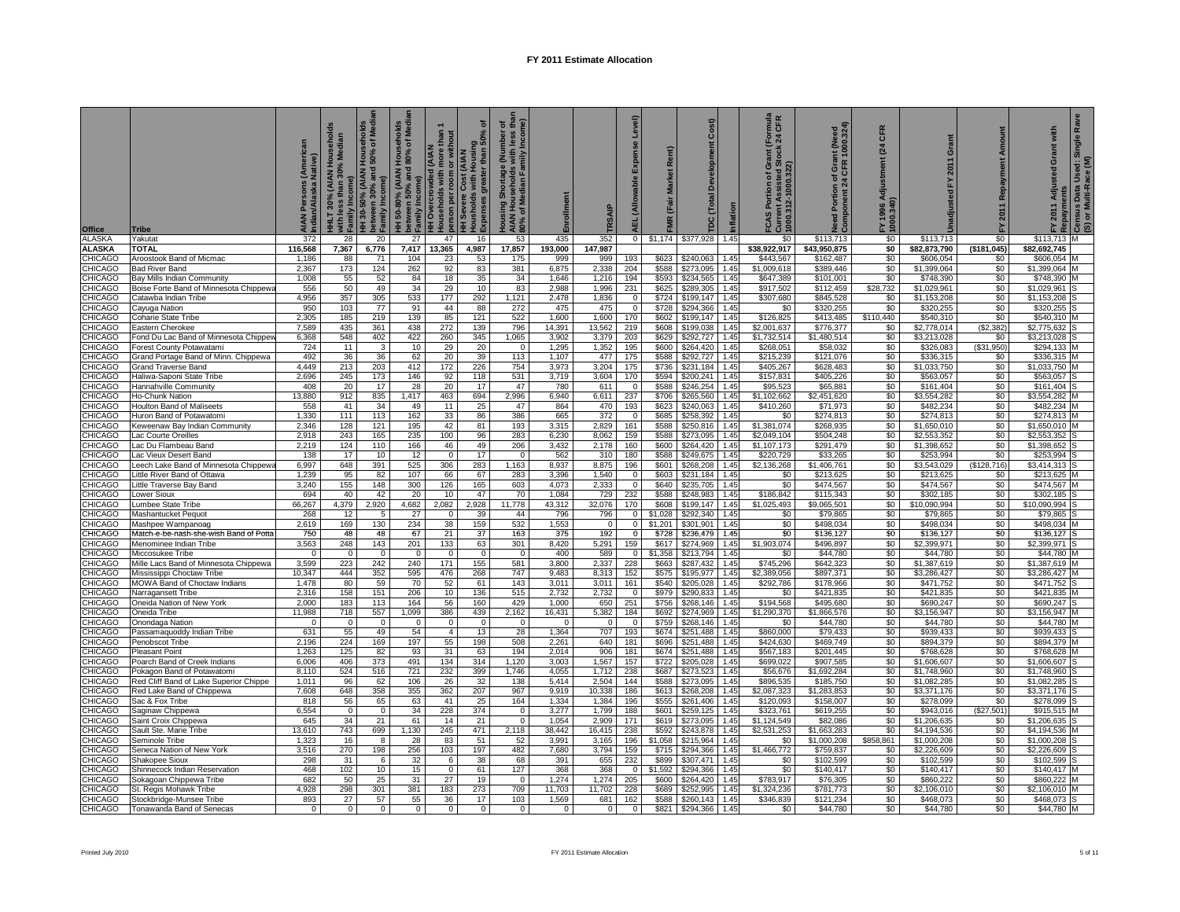# FY 2011 Estimate Allocation

| Office | Tribe | AIAN Persons (American Indian/Alaska Native) | HHLT 30% (AIAN Households with less than 30% Median Family Income) | HH 30-50% (AIAN Households between 30% and 50% of Median Family Income) | HH 50-80% (AIAN Households between 50% and 80% of Median Family Income) | HH Overcrowded (AIAN Households with more than 1 person per room or without | HH Severe Cost (AIAN Households with Housing Expenses greater than 50% of | Housing Shortage (Number of AIAN Households with less than 80% of Median Family Income) | Enrollment | TRSAIP | AEL (Allowable Expense Level) | FMR (Fair Market Rent) | TDC (Total Development Cost) | Inflation | FCAS Portion of Grant (Formula Current Assisted Stock 24 CFR 1000.312-1000.322) | Need Portion of Grant (Need Component 24 CFR 1000.324) | FY 1996 Adjustment (24 CFR 1000.340) | Unadjusted FY 2011 Grant | FY 2011 Repayment Amount | FY 2011 Adjusted Grant with Repayments | Census Data Used: Single Race (S) or Multi-Race (M) |
|---|---|---|---|---|---|---|---|---|---|---|---|---|---|---|---|---|---|---|---|---|---|
| ALASKA | Yakutat | 372 | 28 | 20 | 27 | 47 | 16 | 53 | 435 | 352 | 0 | $1,174 | $377,928 | 1.45 | $0 | $113,713 | $0 | $113,713 | $0 | $113,713 | M |
| ALASKA | TOTAL | 116,568 | 7,367 | 6,776 | 7,417 | 13,365 | 4,987 | 17,857 | 193,000 | 147,987 | | | | | $38,922,917 | $43,950,875 | $0 | $82,873,790 | ($181,045) | $82,692,745 | |
| CHICAGO | Aroostook Band of Micmac | 1,186 | 88 | 71 | 104 | 23 | 53 | 175 | 999 | 999 | 193 | $623 | $240,063 | 1.45 | $443,567 | $162,487 | $0 | $606,054 | $0 | $606,054 | M |
| CHICAGO | Bad River Band | 2,367 | 173 | 124 | 262 | 92 | 83 | 381 | 6,875 | 2,338 | 204 | $588 | $273,095 | 1.45 | $1,009,618 | $389,446 | $0 | $1,399,064 | $0 | $1,399,064 | M |
| CHICAGO | Bay Mills Indian Community | 1,008 | 55 | 52 | 84 | 18 | 35 | 34 | 1,646 | 1,216 | 194 | $593 | $234,565 | 1.45 | $647,389 | $101,001 | $0 | $748,390 | $0 | $748,390 | M |
| CHICAGO | Boise Forte Band of Minnesota Chippewa | 556 | 50 | 49 | 34 | 29 | 10 | 83 | 2,988 | 1,996 | 231 | $625 | $289,305 | 1.45 | $917,502 | $112,459 | $28,732 | $1,029,961 | $0 | $1,029,961 | S |
| CHICAGO | Catawba Indian Tribe | 4,956 | 357 | 305 | 533 | 177 | 292 | 1,121 | 2,478 | 1,836 | 0 | $724 | $199,147 | 1.45 | $307,680 | $845,528 | $0 | $1,153,208 | $0 | $1,153,208 | S |
| CHICAGO | Cayuga Nation | 950 | 103 | 77 | 91 | 44 | 88 | 272 | 475 | 475 | 0 | $728 | $294,366 | 1.45 | $0 | $320,255 | $0 | $320,255 | $0 | $320,255 | S |
| CHICAGO | Coharie State Tribe | 2,305 | 185 | 219 | 139 | 85 | 121 | 522 | 1,600 | 1,600 | 170 | $602 | $199,147 | 1.45 | $126,825 | $413,485 | $110,440 | $540,310 | $0 | $540,310 | M |
| CHICAGO | Eastern Cherokee | 7,589 | 435 | 361 | 438 | 272 | 139 | 796 | 14,391 | 13,562 | 219 | $608 | $199,038 | 1.45 | $2,001,637 | $776,377 | $0 | $2,778,014 | ($2,382) | $2,775,632 | S |
| CHICAGO | Fond Du Lac Band of Minnesota Chippew | 6,368 | 548 | 402 | 422 | 260 | 345 | 1,065 | 3,902 | 3,379 | 203 | $629 | $292,727 | 1.45 | $1,732,514 | $1,480,514 | $0 | $3,213,028 | $0 | $3,213,028 | S |
| CHICAGO | Forest County Potawatami | 724 | 11 | 3 | 10 | 29 | 20 | 0 | 1,295 | 1,352 | 195 | $600 | $264,420 | 1.45 | $268,051 | $58,032 | $0 | $326,083 | ($31,950) | $294,133 | M |
| CHICAGO | Grand Portage Band of Minn. Chippewa | 492 | 36 | 36 | 62 | 20 | 39 | 113 | 1,107 | 477 | 175 | $588 | $292,727 | 1.45 | $215,239 | $121,076 | $0 | $336,315 | $0 | $336,315 | M |
| CHICAGO | Grand Traverse Band | 4,449 | 213 | 203 | 412 | 172 | 226 | 754 | 3,973 | 3,204 | 175 | $736 | $231,184 | 1.45 | $405,267 | $628,483 | $0 | $1,033,750 | $0 | $1,033,750 | M |
| CHICAGO | Haliwa-Saponi State Tribe | 2,696 | 245 | 173 | 146 | 92 | 118 | 531 | 3,719 | 3,604 | 170 | $594 | $200,241 | 1.45 | $157,831 | $405,226 | $0 | $563,057 | $0 | $563,057 | S |
| CHICAGO | Hannahville Community | 408 | 20 | 17 | 28 | 20 | 17 | 47 | 780 | 611 | 0 | $588 | $246,254 | 1.45 | $95,523 | $65,881 | $0 | $161,404 | $0 | $161,404 | S |
| CHICAGO | Ho-Chunk Nation | 13,880 | 912 | 835 | 1,417 | 463 | 694 | 2,996 | 6,940 | 6,611 | 237 | $706 | $265,560 | 1.45 | $1,102,662 | $2,451,620 | $0 | $3,554,282 | $0 | $3,554,282 | M |
| CHICAGO | Houlton Band of Maliseets | 558 | 41 | 34 | 49 | 11 | 25 | 47 | 864 | 470 | 193 | $623 | $240,063 | 1.45 | $410,260 | $71,973 | $0 | $482,234 | $0 | $482,234 | M |
| CHICAGO | Huron Band of Potawatomi | 1,330 | 111 | 113 | 162 | 33 | 86 | 386 | 665 | 372 | 0 | $685 | $258,392 | 1.45 | $0 | $274,813 | $0 | $274,813 | $0 | $274,813 | M |
| CHICAGO | Keweenaw Bay Indian Community | 2,346 | 128 | 121 | 195 | 42 | 81 | 193 | 3,315 | 2,829 | 161 | $588 | $250,816 | 1.45 | $1,381,074 | $268,935 | $0 | $1,650,010 | $0 | $1,650,010 | M |
| CHICAGO | Lac Courte Oreilles | 2,918 | 243 | 165 | 235 | 100 | 96 | 283 | 6,230 | 8,062 | 159 | $588 | $273,095 | 1.45 | $2,049,104 | $504,248 | $0 | $2,553,352 | $0 | $2,553,352 | S |
| CHICAGO | Lac Du Flambeau Band | 2,219 | 124 | 110 | 166 | 46 | 49 | 206 | 3,432 | 2,178 | 160 | $600 | $264,420 | 1.45 | $1,107,173 | $291,479 | $0 | $1,398,652 | $0 | $1,398,652 | S |
| CHICAGO | Lac Vieux Desert Band | 138 | 17 | 10 | 12 | 0 | 17 | 0 | 562 | 310 | 180 | $588 | $249,675 | 1.45 | $220,729 | $33,265 | $0 | $253,994 | $0 | $253,994 | S |
| CHICAGO | Leech Lake Band of Minnesota Chippewa | 6,997 | 648 | 391 | 525 | 306 | 283 | 1,163 | 8,937 | 8,875 | 196 | $601 | $268,208 | 1.45 | $2,136,268 | $1,406,761 | $0 | $3,543,029 | ($128,716) | $3,414,313 | S |
| CHICAGO | Little River Band of Ottawa | 1,239 | 95 | 82 | 107 | 66 | 67 | 283 | 3,396 | 1,540 | 0 | $603 | $231,184 | 1.45 | $0 | $213,625 | $0 | $213,625 | $0 | $213,625 | M |
| CHICAGO | Little Traverse Bay Band | 3,240 | 155 | 148 | 300 | 126 | 165 | 603 | 4,073 | 2,333 | 0 | $640 | $235,705 | 1.45 | $0 | $474,567 | $0 | $474,567 | $0 | $474,567 | M |
| CHICAGO | Lower Sioux | 694 | 40 | 42 | 20 | 10 | 47 | 70 | 1,084 | 729 | 232 | $588 | $248,083 | 1.45 | $186,842 | $115,343 | $0 | $302,185 | $0 | $302,185 | S |
| CHICAGO | Lumbee State Tribe | 66,267 | 4,379 | 2,920 | 4,682 | 2,082 | 2,928 | 11,778 | 43,312 | 32,076 | 170 | $608 | $199,147 | 1.45 | $1,025,493 | $9,065,501 | $0 | $10,090,994 | $0 | $10,090,994 | S |
| CHICAGO | Mashantucket Pequot | 268 | 12 | 5 | 27 | 0 | 39 | 44 | 796 | 796 | 0 | $1,028 | $292,340 | 1.45 | $0 | $79,865 | $0 | $79,865 | $0 | $79,865 | S |
| CHICAGO | Mashpee Wampanoag | 2,619 | 169 | 130 | 234 | 38 | 159 | 532 | 1,553 | 0 | 0 | $1,201 | $301,901 | 1.45 | $0 | $498,034 | $0 | $498,034 | $0 | $498,034 | M |
| CHICAGO | ~~Match-e-be-nash-she-wish Band of Potta~~ | 750 | 48 | 48 | 67 | 21 | 37 | 163 | 375 | 192 | 0 | $728 | $236,479 | 1.45 | $0 | $136,127 | $0 | $136,127 | $0 | $136,127 | S |
| CHICAGO | Menominee Indian Tribe | 3,563 | 248 | 143 | 201 | 133 | 63 | 301 | 8,420 | 5,291 | 159 | $617 | $274,969 | 1.45 | $1,903,074 | $496,897 | $0 | $2,399,971 | $0 | $2,399,971 | S |
| CHICAGO | Miccosukee Tribe | 0 | 0 | 0 | 0 | 0 | 0 | 0 | 400 | 589 | 0 | $1,358 | $213,794 | 1.45 | $0 | $44,780 | $0 | $44,780 | $0 | $44,780 | M |
| CHICAGO | Mille Lacs Band of Minnesota Chippewa | 3,599 | 223 | 242 | 240 | 171 | 155 | 581 | 3,800 | 2,337 | 228 | $663 | $287,432 | 1.45 | $745,296 | $642,323 | $0 | $1,387,619 | $0 | $1,387,619 | M |
| CHICAGO | Mississippi Choctaw Tribe | 10,347 | 444 | 352 | 595 | 476 | 268 | 747 | 9,483 | 8,313 | 152 | $575 | $195,977 | 1.45 | $2,389,056 | $897,371 | $0 | $3,286,427 | $0 | $3,286,427 | M |
| CHICAGO | MOWA Band of Choctaw Indians | 1,478 | 80 | 59 | 70 | 52 | 61 | 143 | 3,011 | 3,011 | 161 | $540 | $205,028 | 1.45 | $292,786 | $178,966 | $0 | $471,752 | $0 | $471,752 | S |
| CHICAGO | Narragansett Tribe | 2,316 | 158 | 151 | 206 | 10 | 136 | 515 | 2,732 | 2,732 | 0 | $979 | $290,833 | 1.45 | $0 | $421,835 | $0 | $421,835 | $0 | $421,835 | M |
| CHICAGO | Oneida Nation of New York | 2,000 | 183 | 113 | 164 | 56 | 160 | 429 | 1,000 | 650 | 251 | $756 | $268,146 | 1.45 | $194,568 | $495,680 | $0 | $690,247 | $0 | $690,247 | S |
| CHICAGO | Oneida Tribe | 11,988 | 718 | 557 | 1,099 | 386 | 439 | 2,162 | 16,431 | 5,382 | 184 | $692 | $274,969 | 1.45 | $1,290,370 | $1,866,576 | $0 | $3,156,947 | $0 | $3,156,947 | M |
| CHICAGO | Onondaga Nation | 0 | 0 | 0 | 0 | 0 | 0 | 0 | 0 | 0 | 0 | $759 | $268,146 | 1.45 | $0 | $44,780 | $0 | $44,780 | $0 | $44,780 | M |
| CHICAGO | Passamaquoddy Indian Tribe | 631 | 55 | 49 | 54 | 4 | 13 | 28 | 1,364 | 707 | 193 | $674 | $251,488 | 1.45 | $860,000 | $79,433 | $0 | $939,433 | $0 | $939,433 | S |
| CHICAGO | Penobscot Tribe | 2,196 | 224 | 169 | 197 | 55 | 198 | 508 | 2,261 | 640 | 181 | $696 | $251,488 | 1.45 | $424,630 | $469,749 | $0 | $894,379 | $0 | $894,379 | M |
| CHICAGO | Pleasant Point | 1,263 | 125 | 82 | 93 | 31 | 63 | 194 | 2,014 | 906 | 181 | $674 | $251,488 | 1.45 | $567,183 | $201,445 | $0 | $768,628 | $0 | $768,628 | M |
| CHICAGO | Poarch Band of Creek Indians | 6,006 | 406 | 373 | 491 | 134 | 314 | 1,120 | 3,003 | 1,567 | 157 | $722 | $205,028 | 1.45 | $699,022 | $907,585 | $0 | $1,606,607 | $0 | $1,606,607 | S |
| CHICAGO | Pokagon Band of Potawatomi | 8,110 | 524 | 516 | 721 | 232 | 399 | 1,746 | 4,055 | 1,712 | 238 | $687 | $273,523 | 1.45 | $56,676 | $1,692,284 | $0 | $1,748,960 | $0 | $1,748,960 | S |
| CHICAGO | Red Cliff Band of Lake Superior Chippe | 1,011 | 96 | 62 | 106 | 26 | 32 | 138 | 5,414 | 2,504 | 144 | $588 | $273,095 | 1.45 | $896,535 | $185,750 | $0 | $1,082,285 | $0 | $1,082,285 | S |
| CHICAGO | Red Lake Band of Chippewa | 7,608 | 648 | 358 | 355 | 362 | 207 | 967 | 9,919 | 10,338 | 186 | $613 | $268,208 | 1.45 | $2,087,323 | $1,283,853 | $0 | $3,371,176 | $0 | $3,371,176 | S |
| CHICAGO | Sac & Fox Tribe | 818 | 56 | 65 | 63 | 41 | 25 | 164 | 1,334 | 1,384 | 196 | $555 | $261,406 | 1.45 | $120,093 | $158,007 | $0 | $278,099 | $0 | $278,099 | S |
| CHICAGO | Saginaw Chippewa | 6,554 | 0 | 0 | 34 | 228 | 374 | 0 | 3,277 | 1,799 | 188 | $601 | $259,125 | 1.45 | $323,761 | $619,255 | $0 | $943,016 | ($27,501) | $915,515 | M |
| CHICAGO | Saint Croix Chippewa | 645 | 34 | 21 | 61 | 14 | 21 | 0 | 1,054 | 2,909 | 171 | $619 | $273,095 | 1.45 | $1,124,549 | $82,086 | $0 | $1,206,635 | $0 | $1,206,635 | S |
| CHICAGO | Sault Ste. Marie Tribe | 13,610 | 743 | 699 | 1,130 | 245 | 471 | 2,118 | 38,442 | 16,415 | 238 | $592 | $243,878 | 1.45 | $2,531,253 | $1,663,283 | $0 | $4,194,536 | $0 | $4,194,536 | M |
| CHICAGO | Seminole Tribe | 1,323 | 16 | 8 | 28 | 83 | 51 | 52 | 3,991 | 3,165 | 196 | $1,058 | $215,964 | 1.45 | $0 | $1,000,208 | $858,861 | $1,000,208 | $0 | $1,000,208 | S |
| CHICAGO | Seneca Nation of New York | 3,516 | 270 | 198 | 256 | 103 | 197 | 482 | 7,680 | 3,794 | 159 | $715 | $294,366 | 1.45 | $1,466,772 | $759,837 | $0 | $2,226,609 | $0 | $2,226,609 | S |
| CHICAGO | Shakopee Sioux | 298 | 31 | 6 | 32 | 6 | 38 | 68 | 391 | 655 | 232 | $899 | $307,471 | 1.45 | $0 | $102,599 | $0 | $102,599 | $0 | $102,599 | S |
| CHICAGO | Shinnecock Indian Reservation | 468 | 102 | 10 | 15 | 0 | 61 | 127 | 368 | 368 | 0 | $1,592 | $294,366 | 1.45 | $0 | $140,417 | $0 | $140,417 | $0 | $140,417 | M |
| CHICAGO | Sokagoan Chippewa Tribe | 682 | 50 | 25 | 31 | 27 | 19 | 0 | 1,274 | 1,274 | 205 | $600 | $264,420 | 1.45 | $783,917 | $76,305 | $0 | $860,222 | $0 | $860,222 | M |
| CHICAGO | St. Regis Mohawk Tribe | 4,928 | 298 | 301 | 381 | 183 | 273 | 709 | 11,703 | 11,702 | 228 | $689 | $252,995 | 1.45 | $1,324,236 | $781,773 | $0 | $2,106,010 | $0 | $2,106,010 | M |
| CHICAGO | Stockbridge-Munsee Tribe | 893 | 27 | 57 | 55 | 36 | 17 | 103 | 1,569 | 681 | 162 | $588 | $260,143 | 1.45 | $346,839 | $121,234 | $0 | $468,073 | $0 | $468,073 | S |
| CHICAGO | Tonawanda Band of Senecas | 0 | 0 | 0 | 0 | 0 | 0 | 0 | 0 | 0 | 0 | $821 | $294,366 | 1.45 | $0 | $44,780 | $0 | $44,780 | $0 | $44,780 | M |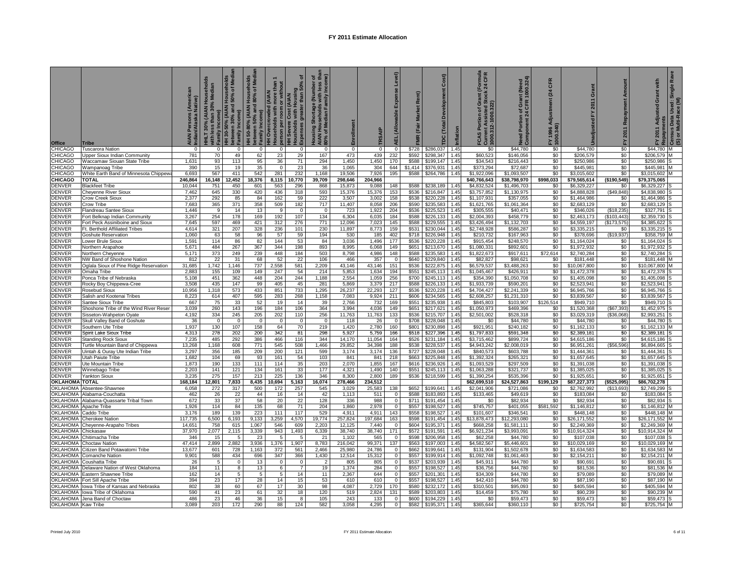# FY 2011 Estimate Allocation

| Office | Tribe | AIAN Persons (American Indian/Alaska Native) | HHLT 30% (AIAN Households with less than 30% Median Family Income) | HH 30-50% (AIAN Households between 30% and 50% of Median Family Income) | HH 50-80% (AIAN Households between 50% and 80% of Median Family Income) | HH Overcrowded (AIAN Households with more than 1 person per room or without kitchen or plumbing) | HH Severe Cost (AIAN Households with Housing Expenses greater than 50% of Income) | Housing Shortage (Number of AIAN Households with less than 80% of Median Family Income) | Enrollment | TRSAIP | AEL (Allowable Expense Level) | FMR (Fair Market Rent) | TDC (Total Development Cost) | Inflation | FCAS Portion of Grant (Formula Current Assisted Stock 24 CFR 1000.312-1000.322) | Need Portion of Grant (Need Component 24 CFR 1000.324) | FY 1996 Adjustment (24 CFR 1000.340) | Unadjusted FY 2011 Grant | FY 2011 Repayment Amount | FY 2011 Adjusted Grant with Repayments | Census Data Used: Single Race (S) or Multi-Race (M) |
|---|---|---|---|---|---|---|---|---|---|---|---|---|---|---|---|---|---|---|---|---|---|
| CHICAGO | Tuscarora Nation | 0 | 0 | 0 | 0 | 0 | 0 | 0 | 0 | 0 | 0 | $728 | $286,037 | 1.45 | $0 | $44,780 | $0 | $44,780 | $0 | $44,780 | M |
| CHICAGO | Upper Sioux Indian Community | 781 | 70 | 49 | 62 | 23 | 29 | 167 | 473 | 439 | 232 | $592 | $298,347 | 1.45 | $60,523 | $146,056 | $0 | $206,579 | $0 | $206,579 | M |
| CHICAGO | Waccamaw Siouan State Tribe | 1,631 | 93 | 113 | 95 | 36 | 71 | 294 | 1,450 | 1,450 | 170 | $588 | $199,147 | 1.45 | $34,543 | $216,443 | $0 | $250,986 | $0 | $250,986 | S |
| CHICAGO | Wampanoag Tribe | 390 | 15 | 19 | 35 | 0 | 23 | 36 | 1,065 | 304 | 644 | $1,414 | $376,931 | 1.45 | $373,294 | $72,687 | $0 | $445,981 | $0 | $445,981 | M |
| CHICAGO | White Earth Band of Minnesota Chippewa | 6,693 | 567 | 411 | 542 | 281 | 232 | 1,168 | 19,506 | 7,926 | 195 | $588 | $264,786 | 1.45 | $1,922,096 | $1,093,507 | $0 | $3,015,602 | $0 | $3,015,602 | M |
| **CHICAGO** | **TOTAL** | **246,864** | **16,148** | **12,452** | **18,376** | **8,115** | **10,770** | **39,709** | **298,646** | **204,966** | | | | | **$40,766,643** | **$38,798,970** | **$998,033** | **$79,565,614** | **($190,549)** | **$79,375,065** | |
| DENVER | Blackfeet Tribe | 10,044 | 751 | 450 | 601 | 563 | 296 | 868 | 15,873 | 9,088 | 148 | $588 | $238,189 | 1.45 | $4,832,524 | $1,496,703 | $0 | $6,329,227 | $0 | $6,329,227 | S |
| DENVER | Cheyenne River Sioux | 7,462 | 645 | 330 | 420 | 436 | 318 | 593 | 15,376 | 15,376 | 153 | $536 | $216,847 | 1.45 | $3,757,852 | $1,130,975 | $0 | $4,888,828 | ($49,848) | $4,838,980 | S |
| DENVER | Crow Creek Sioux | 2,377 | 292 | 85 | 84 | 162 | 59 | 222 | 3,507 | 3,002 | 158 | $538 | $220,228 | 1.45 | $1,107,931 | $357,055 | $0 | $1,464,986 | $0 | $1,464,986 | S |
| DENVER | Crow Tribe | 7,683 | 365 | 371 | 358 | 509 | 182 | 717 | 11,407 | 8,058 | 206 | $590 | $235,583 | 1.45 | $1,621,765 | $1,061,364 | $0 | $2,683,129 | $0 | $2,683,129 | S |
| DENVER | Flandreau Santee Sioux | 1,446 | 9 | 14 | 13 | 9 | 0 | 0 | 723 | 1,922 | 204 | $536 | $225,523 | 1.45 | $305,555 | $40,471 | $0 | $346,026 | ($18,235) | $327,791 | S |
| DENVER | Fort Belknap Indian Community | 3,267 | 254 | 178 | 169 | 192 | 107 | 134 | 6,304 | 6,035 | 184 | $588 | $226,133 | 1.45 | $2,004,393 | $458,779 | $0 | $2,463,173 | ($103,443) | $2,359,730 | S |
| DENVER | Fort Peck Assiniboine and Sioux | 7,645 | 597 | 469 | 421 | 312 | 276 | 771 | 12,096 | 7,023 | 145 | $588 | $229,555 | 1.45 | $3,426,494 | $1,132,703 | $0 | $4,559,197 | ($173,575) | $4,385,622 | S |
| DENVER | Ft. Berthold Affiliated Tribes | 4,614 | 321 | 207 | 328 | 236 | 101 | 230 | 11,897 | 8,773 | 159 | $531 | $230,044 | 1.45 | $2,748,928 | $586,287 | $0 | $3,335,215 | $0 | $3,335,215 | S |
| DENVER | Goshute Reservation | 1,060 | 63 | 58 | 96 | 57 | 59 | 194 | 530 | 185 | 402 | $718 | $226,948 | 1.45 | $210,732 | $167,963 | $0 | $378,696 | ($19,937) | $358,759 | M |
| DENVER | Lower Brule Sioux | 1,591 | 114 | 86 | 82 | 144 | 53 | 84 | 3,036 | 1,496 | 177 | $536 | $220,228 | 1.45 | $915,454 | $248,570 | $0 | $1,164,024 | $0 | $1,164,024 | S |
| DENVER | Northern Arapahoe | 5,671 | 484 | 267 | 367 | 344 | 198 | 893 | 8,995 | 6,068 | 149 | $651 | $213,670 | 1.45 | $1,080,331 | $892,601 | $0 | $1,972,932 | $0 | $1,972,932 | S |
| DENVER | Northern Cheyenne | 5,171 | 373 | 249 | 239 | 448 | 184 | 503 | 8,798 | 4,986 | 148 | $588 | $235,583 | 1.45 | $1,822,673 | $917,611 | $0 | $2,740,284 | $0 | $2,740,284 | S |
| DENVER | NW Band of Shoshone Nation | 812 | 22 | 31 | 68 | 52 | 22 | 106 | 466 | 357 | 0 | $640 | $229,840 | 1.45 | $82,827 | $98,621 | $0 | $181,448 | $0 | $181,448 | M |
| DENVER | Oglala Sioux of Pine Ridge Reservation | 31,685 | 1,742 | 1,146 | 737 | 2,558 | 581 | 2,209 | 43,146 | 43,146 | 151 | $536 | $222,875 | 1.45 | $6,579,537 | $3,488,263 | $0 | $10,067,800 | $0 | $10,067,800 | M |
| DENVER | Omaha Tribe | 2,883 | 155 | 109 | 149 | 247 | 54 | 214 | 5,853 | 1,634 | 194 | $551 | $245,113 | 1.45 | $1,045,467 | $426,911 | $0 | $1,472,378 | $0 | $1,472,378 | S |
| DENVER | Ponca Tribe of Nebraska | 5,108 | 451 | 362 | 448 | 204 | 244 | 1,188 | 2,554 | 1,059 | 256 | $700 | $245,113 | 1.45 | $354,390 | $1,050,708 | $0 | $1,405,098 | $0 | $1,405,098 | S |
| DENVER | Rocky Boy Chippewa-Cree | 3,508 | 435 | 147 | 99 | 405 | 45 | 281 | 5,869 | 3,379 | 217 | $588 | $226,133 | 1.45 | $1,933,739 | $590,201 | $0 | $2,523,941 | $0 | $2,523,941 | S |
| DENVER | Rosebud Sioux | 10,956 | 1,318 | 573 | 433 | 851 | 733 | 1,295 | 26,237 | 22,293 | 127 | $536 | $220,228 | 1.45 | $4,704,427 | $2,241,339 | $0 | $6,945,766 | $0 | $6,945,766 | S |
| DENVER | Salish and Kootenai Tribes | 8,223 | 614 | 407 | 595 | 283 | 268 | 1,158 | 7,083 | 9,924 | 211 | $606 | $234,565 | 1.45 | $2,608,257 | $1,231,310 | $0 | $3,839,567 | $0 | $3,839,567 | S |
| DENVER | Santee Sioux Tribe | 667 | 75 | 33 | 52 | 19 | 14 | 39 | 2,766 | 732 | 169 | $551 | $235,938 | 1.45 | $845,803 | $103,907 | $126,514 | $949,710 | $0 | $949,710 | S |
| DENVER | Shoshone Tribe of the Wind River Reser | 3,039 | 260 | 143 | 196 | 184 | 106 | 364 | 3,994 | 4,036 | 149 | $651 | $217,621 | 1.45 | $1,050,973 | $469,396 | $0 | $1,520,368 | ($67,393) | $1,452,975 | S |
| DENVER | Sisseton-Wahpeton Oyate | 4,192 | 334 | 245 | 205 | 202 | 110 | 256 | 11,763 | 11,763 | 133 | $536 | $215,707 | 1.45 | $2,501,002 | $528,318 | $0 | $3,029,319 | ($36,068) | $2,993,251 | S |
| DENVER | Skull Valley Band of Goshute | 36 | 0 | 0 | 0 | 0 | 0 | 0 | 118 | 26 | 0 | $708 | $228,048 | 1.45 | $0 | $44,780 | $0 | $44,780 | $0 | $44,780 | S |
| DENVER | Southern Ute Tribe | 1,937 | 130 | 107 | 158 | 64 | 70 | 219 | 1,420 | 2,780 | 160 | $801 | $230,898 | 1.45 | $921,951 | $240,182 | $0 | $1,162,133 | $0 | $1,162,133 | M |
| DENVER | Spirit Lake Sioux Tribe | 4,313 | 278 | 202 | 200 | 342 | 81 | 298 | 5,927 | 5,759 | 166 | $518 | $227,396 | 1.45 | $1,797,833 | $591,348 | $0 | $2,389,181 | $0 | $2,389,181 | S |
| DENVER | Standing Rock Sioux | 7,235 | 485 | 292 | 386 | 466 | 116 | 344 | 14,170 | 11,054 | 164 | $526 | $231,184 | 1.45 | $3,715,462 | $899,724 | $0 | $4,615,186 | $0 | $4,615,186 | S |
| DENVER | Turtle Mountain Band of Chippewa | 13,268 | 1,168 | 608 | 771 | 545 | 508 | 1,466 | 29,852 | 34,398 | 188 | $538 | $228,537 | 1.45 | $4,943,242 | $2,008,019 | $0 | $6,951,261 | ($56,596) | $6,894,665 | S |
| DENVER | Uintah & Ouray Ute Indian Tribe | 3,297 | 356 | 185 | 209 | 200 | 121 | 599 | 3,174 | 3,174 | 136 | $727 | $228,048 | 1.45 | $840,573 | $603,788 | $0 | $1,444,361 | $0 | $1,444,361 | S |
| DENVER | Utah Paiute Tribe | 1,682 | 104 | 69 | 93 | 161 | 54 | 103 | 841 | 841 | 218 | $663 | $225,848 | 1.45 | $1,392,324 | $265,321 | $0 | $1,657,645 | $0 | $1,657,645 | S |
| DENVER | Ute Mountain Tribe | 1,873 | 190 | 133 | 111 | 114 | 35 | 203 | 2,070 | 1,855 | 167 | $616 | $236,926 | 1.45 | $1,093,529 | $297,509 | $0 | $1,391,038 | $0 | $1,391,038 | S |
| DENVER | Winnebago Tribe | 2,203 | 141 | 121 | 134 | 161 | 33 | 177 | 4,321 | 1,490 | 140 | $551 | $245,113 | 1.45 | $1,063,288 | $321,737 | $0 | $1,385,025 | $0 | $1,385,025 | S |
| DENVER | Yankton Sioux | 3,235 | 275 | 157 | 213 | 225 | 136 | 346 | 8,300 | 2,800 | 189 | $536 | $218,599 | 1.45 | $1,390,254 | $535,396 | $0 | $1,925,651 | $0 | $1,925,651 | S |
| **OKLAHOMA** | **TOTAL** | **168,184** | **12,801** | **7,833** | **8,435** | **10,694** | **5,163** | **16,074** | **278,466** | **234,512** | | | | | **$62,699,510** | **$24,527,863** | **$199,129** | **$87,227,373** | **($525,095)** | **$86,702,278** | |
| OKLAHOMA | Absentee-Shawnee | 6,058 | 272 | 317 | 500 | 172 | 257 | 545 | 3,029 | 25,583 | 138 | $652 | $199,641 | 1.45 | $2,041,906 | $721,086 | $0 | $2,762,992 | ($13,693) | $2,749,299 | S |
| OKLAHOMA | Alabama-Couchatta | 462 | 26 | 22 | 44 | 16 | 14 | 42 | 1,113 | 511 | 0 | $588 | $183,893 | 1.45 | $133,465 | $49,619 | $0 | $183,084 | $0 | $183,084 | S |
| OKLAHOMA | Alabama-Quassarte Tribal Town | 672 | 33 | 37 | 58 | 20 | 22 | 128 | 336 | 988 | 0 | $711 | $191,454 | 1.45 | $0 | $82,934 | $0 | $82,934 | $0 | $82,934 | S |
| OKLAHOMA | Apache Tribe | 1,926 | 114 | 84 | 135 | 68 | 71 | 204 | 1,860 | 2,978 | 0 | $557 | $198,527 | 1.45 | $745,757 | $401,055 | $581,592 | $1,146,812 | $0 | $1,146,812 | M |
| OKLAHOMA | Caddo Tribe | 3,176 | 189 | 139 | 223 | 111 | 117 | 529 | 4,911 | 4,911 | 143 | $558 | $198,527 | 1.45 | $101,607 | $346,541 | $0 | $448,148 | $0 | $448,148 | M |
| OKLAHOMA | Cherokee Nation | 117,735 | 6,500 | 6,193 | 9,133 | 3,259 | 4,570 | 19,774 | 257,824 | 197,684 | 163 | $598 | $191,454 | 1.45 | $13,878,473 | $12,293,080 | $0 | $26,171,552 | $0 | $26,171,552 | M |
| OKLAHOMA | Cheyenne-Arapaho Tribes | 14,651 | 758 | 615 | 1,067 | 546 | 609 | 2,203 | 12,125 | 7,440 | 0 | $604 | $195,371 | 1.45 | $668,258 | $1,581,111 | $0 | $2,249,369 | $0 | $2,249,369 | M |
| OKLAHOMA | Chickasaw | 37,970 | 2,077 | 2,115 | 3,339 | 943 | 1,493 | 6,339 | 38,740 | 38,740 | 171 | $572 | $191,591 | 1.45 | $6,921,234 | $3,993,091 | $0 | $10,914,324 | $0 | $10,914,324 | M |
| OKLAHOMA | Chitimacha Tribe | 346 | 15 | 5 | 23 | 5 | 5 | 21 | 1,102 | 565 | 0 | $598 | $206,958 | 1.45 | $62,258 | $44,780 | $0 | $107,038 | $0 | $107,038 | S |
| OKLAHOMA | Choctaw Nation | 47,414 | 2,899 | 2,882 | 3,936 | 1,376 | 1,907 | 8,783 | 216,042 | 99,371 | 137 | $563 | $197,003 | 1.45 | $4,582,567 | $5,446,601 | $0 | $10,029,169 | $0 | $10,029,169 | M |
| OKLAHOMA | Citizen Band Potawatomi Tribe | 13,677 | 601 | 728 | 1,163 | 372 | 561 | 2,466 | 25,980 | 24,786 | 0 | $662 | $199,641 | 1.45 | $131,904 | $1,502,678 | $0 | $1,634,583 | $0 | $1,634,583 | M |
| OKLAHOMA | Comanche Nation | 9,901 | 588 | 434 | 696 | 347 | 366 | 1,430 | 12,514 | 15,312 | 0 | $557 | $199,914 | 1.45 | $1,092,748 | $1,061,463 | $0 | $2,154,211 | $0 | $2,154,211 | M |
| OKLAHOMA | Coushatta Tribe | 26 | 5 | 0 | 13 | 0 | 0 | 2 | 805 | 805 | 0 | $537 | $203,939 | 1.45 | $45,911 | $44,780 | $0 | $90,691 | $0 | $90,691 | S |
| OKLAHOMA | Delaware Nation of West Oklahoma | 184 | 11 | 8 | 13 | 6 | 7 | 19 | 1,374 | 284 | 0 | $557 | $198,527 | 1.45 | $36,756 | $44,780 | $0 | $81,536 | $0 | $81,536 | M |
| OKLAHOMA | Eastern Shawnee Tribe | 162 | 14 | 5 | 5 | 5 | 14 | 11 | 2,367 | 644 | 0 | $557 | $201,301 | 1.45 | $34,309 | $44,780 | $0 | $79,089 | $0 | $79,089 | M |
| OKLAHOMA | Fort Sill Apache Tribe | 394 | 23 | 17 | 28 | 14 | 15 | 53 | 610 | 610 | 0 | $557 | $198,527 | 1.45 | $42,410 | $44,780 | $0 | $87,190 | $0 | $87,190 | M |
| OKLAHOMA | Iowa Tribe of Kansas and Nebraska | 802 | 38 | 60 | 67 | 17 | 30 | 98 | 4,087 | 2,729 | 170 | $580 | $232,172 | 1.45 | $310,501 | $95,093 | $0 | $405,594 | $0 | $405,594 | M |
| OKLAHOMA | Iowa Tribe of Oklahoma | 590 | 41 | 23 | 61 | 32 | 18 | 120 | 519 | 2,824 | 131 | $589 | $203,803 | 1.45 | $14,459 | $75,780 | $0 | $90,239 | $0 | $90,239 | M |
| OKLAHOMA | Jena Band of Choctaw | 486 | 23 | 46 | 36 | 15 | 8 | 105 | 243 | 133 | 0 | $600 | $194,229 | 1.45 | $0 | $59,473 | $0 | $59,473 | $0 | $59,473 | S |
| OKLAHOMA | Kaw Tribe | 3,089 | 203 | 172 | 290 | 88 | 124 | 582 | 3,058 | 4,295 | 0 | $582 | $195,371 | 1.45 | $365,644 | $360,110 | $0 | $725,754 | $0 | $725,754 | M |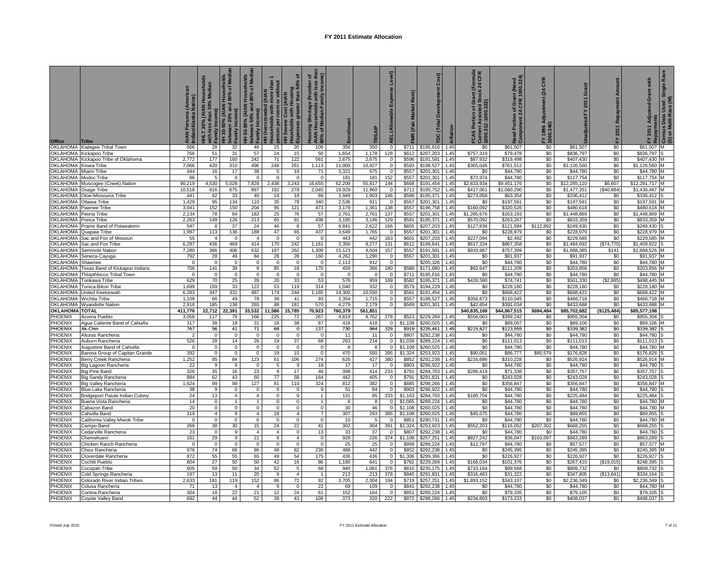# FY 2011 Estimate Allocation

| Office | Tribe | AIAN Persons (American Indian/Alaska Native) | HHLT 30% (AIAN Households with less than 30% Median Family Income) | HH 30-50% (AIAN Households between 30% and 50% of Median Family Income) | HH 50-80% (AIAN Households between 50% and 80% of Median Family Income) | HH Overcrowded (AIAN Households with more than 1 person per room or without kitchen or plumbing) | HH Severe Cost (AIAN Households with Housing Expenses greater than 50% of Income) | Housing Shortage (Number of AIAN Households with less than 80% of Median Family Income) | Enrollment | TRSAIP | AEL (Allowable Expense Level) | FMR (Fair Market Rent) | TDC (Total Development Cost) | Inflation | FCAS Portion of Grant (Formula Current Assisted Stock 24 CFR 1000.312-1000.322) | Need Portion of Grant (Need Component 24 CFR 1000.324) | FY 1996 Adjustment (24 CFR 1000.340) | Unadjusted FY 2011 Grant | FY 2011 Repayment Amount | FY 2011 Adjusted Grant with Repayments | Census Data Used: Single Race (S) or Multi-Race (M) |
|---|---|---|---|---|---|---|---|---|---|---|---|---|---|---|---|---|---|---|---|---|---|
| OKLAHOMA | Kialegee Tribal Town | 566 | 28 | 32 | 49 | 15 | 20 | 109 | 356 | 350 | 0 | $711 | $195,616 | 1.45 | $0 | $61,507 | $0 | $61,507 | $0 | $61,507 | M |
| OKLAHOMA | Kickapoo Tribe | 766 | 51 | 31 | 57 | 24 | 15 | 50 | 1,654 | 1,178 | 128 | $612 | $207,203 | 1.45 | $757,319 | $79,478 | $0 | $836,797 | $0 | $836,797 | S |
| OKLAHOMA | Kickapoo Tribe of Oklahoma | 2,772 | 177 | 160 | 242 | 71 | 122 | 561 | 2,675 | 2,675 | 0 | $596 | $191,591 | 1.45 | $87,932 | $319,498 | $0 | $407,430 | $0 | $407,430 | M |
| OKLAHOMA | Kiowa Tribe | 7,066 | 420 | 310 | 496 | 248 | 261 | 1,113 | 11,000 | 10,927 | 0 | $593 | $198,527 | 1.45 | $365,048 | $761,512 | $0 | $1,126,560 | $0 | $1,126,560 | M |
| OKLAHOMA | Miami Tribe | 444 | 16 | 17 | 38 | 5 | 16 | 71 | 3,321 | 575 | 0 | $557 | $201,301 | 1.45 | $0 | $44,780 | $0 | $44,780 | $0 | $44,780 | M |
| OKLAHOMA | Modoc Tribe | 86 | 5 | 0 | 0 | 0 | 0 | 0 | 181 | 181 | 152 | $557 | $201,301 | 1.45 | $72,974 | $44,780 | $0 | $117,754 | $0 | $117,754 | M |
| OKLAHOMA | Muscogee (Creek) Nation | 90,219 | 4,530 | 5,028 | 7,828 | 2,438 | 3,243 | 16,655 | 62,209 | 55,817 | 144 | $668 | $191,454 | 1.45 | $2,833,934 | $9,451,176 | $0 | $12,285,110 | $6,607 | $12,291,717 | M |
| OKLAHOMA | Osage Tribe | 10,518 | 616 | 675 | 897 | 192 | 278 | 2,045 | 19,929 | 11,960 | 0 | $711 | $195,752 | 1.45 | $417,061 | $1,060,290 | $0 | $1,477,351 | ($40,884) | $1,436,467 | M |
| OKLAHOMA | Otoe-Missouria Tribe | 441 | 42 | 33 | 40 | 14 | 16 | 66 | 1,949 | 1,903 | 146 | $568 | $195,371 | 1.45 | $273,058 | $63,354 | $0 | $336,412 | $0 | $336,412 | S |
| OKLAHOMA | Ottawa Tribe | 1,429 | 95 | 134 | 110 | 35 | 78 | 340 | 2,536 | 911 | 0 | $557 | $201,301 | 1.45 | $0 | $197,591 | $0 | $197,591 | $0 | $197,591 | M |
| OKLAHOMA | Pawnee Tribe | 3,041 | 152 | 150 | 204 | 95 | 121 | 473 | 3,179 | 1,361 | 138 | $557 | $196,758 | 1.45 | $160,092 | $320,526 | $0 | $480,618 | $0 | $480,618 | M |
| OKLAHOMA | Peoria Tribe | 2,134 | 78 | 84 | 182 | 25 | 76 | 57 | 2,761 | 2,761 | 137 | $557 | $201,301 | 1.45 | $1,285,676 | $163,193 | $0 | $1,448,869 | $0 | $1,448,869 | M |
| OKLAHOMA | Ponca Tribe | 2,263 | 149 | 126 | 213 | 65 | 91 | 438 | 3,195 | 3,146 | 129 | $581 | $195,371 | 1.45 | $570,092 | $263,267 | $0 | $833,359 | $0 | $833,359 | M |
| OKLAHOMA | Prairie Band of Potawatomi | 547 | 8 | 37 | 24 | 46 | 8 | 57 | 4,841 | 2,622 | 166 | $655 | $207,203 | 1.45 | $127,836 | $121,594 | $112,892 | $249,430 | $0 | $249,430 | S |
| OKLAHOMA | Quapaw Tribe | 1,997 | 113 | 136 | 188 | 47 | 65 | 437 | 3,649 | 1,765 | 0 | $557 | $201,301 | 1.45 | $0 | $228,979 | $0 | $228,979 | $0 | $228,979 | M |
| OKLAHOMA | Sac and Fox of Missouri | 55 | 4 | 0 | 4 | 0 | 0 | 0 | 443 | 442 | 163 | $601 | $207,203 | 1.45 | $227,094 | $2,492 | $0 | $229,585 | $0 | $229,585 | M |
| OKLAHOMA | Sac and Fox Tribe | 6,297 | 436 | 469 | 414 | 170 | 242 | 1,161 | 3,356 | 9,277 | 131 | $612 | $199,641 | 1.45 | $617,334 | $867,358 | $0 | $1,484,692 | ($74,770) | $1,409,922 | S |
| OKLAHOMA | Seminole Nation | 7,280 | 366 | 406 | 632 | 197 | 262 | 1,309 | 15,123 | 4,504 | 157 | $557 | $191,591 | 1.45 | $910,987 | $757,399 | $0 | $1,668,385 | $141 | $1,668,526 | M |
| OKLAHOMA | Seneca-Cayuga | 792 | 28 | 49 | 84 | 28 | 28 | 160 | 4,262 | 1,290 | 0 | $557 | $201,301 | 1.45 | $0 | $91,937 | $0 | $91,937 | $0 | $91,937 | M |
| OKLAHOMA | Shawnee | 0 | 0 | 0 | 0 | 0 | 0 | 0 | 2,113 | 912 | 0 | | $205,326 | 1.45 | $0 | $44,780 | $0 | $44,780 | $0 | $44,780 | M |
| OKLAHOMA | Texas Band of Kickapoo Indians | 706 | 141 | 39 | 9 | 85 | 18 | 170 | 459 | 366 | 180 | $588 | $171,680 | 1.45 | $92,647 | $111,209 | $0 | $203,856 | $0 | $203,856 | M |
| OKLAHOMA | Thlopthlocco Tribal Town | 0 | 0 | 0 | 0 | 0 | 0 | 0 | 0 | 0 | 0 | $711 | $195,616 | 1.45 | $0 | $44,780 | $0 | $44,780 | $0 | $44,780 | M |
| OKLAHOMA | Tonkawa Tribe | 629 | 70 | 25 | 39 | 20 | 33 | 53 | 576 | 959 | 169 | $582 | $195,371 | 1.45 | $426,590 | $74,741 | $0 | $501,330 | ($2,885) | $498,445 | M |
| OKLAHOMA | Tunica-Biloxi Tribe | 1,699 | 159 | 33 | 122 | 53 | 119 | 314 | 1,040 | 332 | 0 | $579 | $194,229 | 1.45 | $0 | $228,180 | $0 | $228,180 | $0 | $228,180 | M |
| OKLAHOMA | United Keetoowah | 6,283 | 347 | 331 | 487 | 174 | 244 | 1,165 | 14,300 | 10,550 | 0 | $561 | $191,454 | 1.45 | $0 | $668,422 | $0 | $668,422 | $0 | $668,422 | M |
| OKLAHOMA | Wichita Tribe | 1,109 | 66 | 49 | 78 | 39 | 41 | 93 | 2,354 | 1,715 | 0 | $557 | $198,527 | 1.45 | $356,673 | $110,045 | $0 | $466,718 | $0 | $466,718 | M |
| OKLAHOMA | Wyandotte Nation | 2,916 | 185 | 136 | 265 | 88 | 181 | 570 | 4,279 | 2,179 | 0 | $569 | $201,301 | 1.45 | $42,654 | $391,034 | $0 | $433,688 | $0 | $433,688 | M |
| **OKLAHOMA** | **TOTAL** | **411,776** | **22,712** | **22,391** | **33,532** | **11,586** | **15,785** | **70,923** | **760,379** | **561,851** | | | | | **$40,835,169** | **$44,867,515** | **$694,484** | **$85,702,682** | **($125,484)** | **$85,577,198** | |
| PHOENIX | Acoma Pueblo | 3,058 | 117 | 79 | 166 | 225 | 72 | 267 | 4,819 | 4,762 | 278 | $523 | $229,269 | 1.45 | $556,063 | $399,242 | $0 | $955,304 | $0 | $955,304 | S |
| PHOENIX | Agua Caliente Band of Cahuilla | 317 | 38 | 18 | 31 | 18 | 38 | 87 | 418 | 418 | 0 | $1,108 | $260,025 | 1.45 | $0 | $89,097 | $0 | $89,106 | $0 | $89,106 | M |
| PHOENIX | Ak-Chin | 767 | 56 | 41 | 71 | 68 | 0 | 137 | 730 | 984 | 329 | $919 | $235,461 | 1.45 | $215,827 | $123,555 | $0 | $339,382 | $0 | $339,382 | S |
| PHOENIX | Alturas Rancheria | 2 | 0 | 0 | 0 | 0 | 0 | 0 | 11 | 11 | 0 | $807 | $292,238 | 1.45 | $0 | $44,780 | $0 | $44,780 | $0 | $44,780 | S |
| PHOENIX | Auburn Rancheria | 526 | 28 | 14 | 26 | 19 | 37 | 68 | 263 | 214 | 0 | $1,039 | $289,224 | 1.45 | $0 | $111,013 | $0 | $111,013 | $0 | $111,013 | S |
| PHOENIX | Augustine Band of Cahuilla | 0 | 0 | 0 | 0 | 0 | 0 | 0 | 8 | 8 | 0 | $1,108 | $260,025 | 1.45 | $0 | $44,780 | $0 | $44,780 | $0 | $44,780 | M |
| PHOENIX | Barona Group of Capitan Grande | 392 | 0 | 0 | 0 | 19 | 15 | 0 | 470 | 550 | 395 | $1,324 | $253,923 | 1.45 | $90,051 | $86,777 | $85,579 | $176,828 | $0 | $176,828 | S |
| PHOENIX | Berry Creek Rancheria | 1,252 | 95 | 84 | 123 | 61 | 106 | 274 | 626 | 427 | 380 | $852 | $292,238 | 1.45 | $216,686 | $310,228 | $0 | $526,914 | $0 | $526,914 | M |
| PHOENIX | Big Lagoon Rancheria | 22 | 9 | 9 | 0 | 5 | 9 | 18 | 17 | 17 | 0 | $903 | $296,922 | 1.45 | $0 | $44,780 | $0 | $44,780 | $0 | $44,780 | S |
| PHOENIX | Big Pine Band | 326 | 35 | 16 | 23 | 9 | 17 | 49 | 398 | 414 | 233 | $791 | $284,703 | 1.45 | $286,419 | $71,338 | $0 | $357,757 | $0 | $357,757 | S |
| PHOENIX | Big Sandy Rancheria | 884 | 62 | 43 | 60 | 77 | 58 | 164 | 442 | 405 | 0 | $791 | $291,831 | 1.45 | $0 | $243,028 | $0 | $243,028 | $0 | $243,028 | S |
| PHOENIX | Big Valley Rancheria | 1,624 | 99 | 98 | 127 | 81 | 110 | 324 | 812 | 382 | 0 | $885 | $298,266 | 1.45 | $0 | $356,847 | $0 | $356,847 | $0 | $356,847 | M |
| PHOENIX | Blue Lake Rancheria | 38 | 9 | 0 | 0 | 0 | 0 | 9 | 51 | 84 | 0 | $903 | $296,922 | 1.45 | $0 | $44,780 | $0 | $44,780 | $0 | $44,780 | S |
| PHOENIX | Bridgeport Paiute Indian Colony | 24 | 13 | 4 | 4 | 0 | 9 | 1 | 131 | 85 | 233 | $1,163 | $284,703 | 1.45 | $180,704 | $44,780 | $0 | $225,484 | $0 | $225,484 | S |
| PHOENIX | Buena Vista Rancheria | 14 | 0 | 1 | 1 | 0 | 0 | 1 | 8 | 8 | 0 | $1,065 | $289,224 | 1.45 | $0 | $44,780 | $0 | $44,780 | $0 | $44,780 | M |
| PHOENIX | Cabazon Band | 20 | 0 | 0 | 0 | 0 | 0 | 0 | 30 | 46 | 0 | $1,108 | $260,025 | 1.45 | $0 | $44,780 | $0 | $44,780 | $0 | $44,780 | M |
| PHOENIX | Cahuilla Band | 119 | 4 | 9 | 4 | 18 | 4 | 7 | 307 | 293 | 395 | $1,108 | $260,025 | 1.45 | $45,075 | $44,780 | $0 | $89,855 | $0 | $89,855 | S |
| PHOENIX | California Valley Miwok Tribe | 0 | 0 | 0 | 0 | 0 | 0 | 0 | 10 | 5 | 0 | $851 | $290,731 | 1.45 | $0 | $44,780 | $0 | $44,780 | $0 | $44,780 | M |
| PHOENIX | Campo Band | 269 | 38 | 30 | 15 | 24 | 22 | 41 | 302 | 304 | 391 | $1,324 | $253,923 | 1.45 | $552,203 | $116,052 | $207,302 | $668,255 | $0 | $668,255 | S |
| PHOENIX | Cedarville Rancheria | 23 | 0 | 9 | 4 | 4 | 0 | 13 | 33 | 37 | 0 | $807 | $292,238 | 1.45 | $0 | $44,780 | $0 | $44,780 | $0 | $44,780 | S |
| PHOENIX | Chemehuevi | 161 | 29 | 9 | 21 | 9 | 4 | 0 | 928 | 226 | 374 | $1,108 | $257,251 | 1.45 | $827,242 | $36,047 | $103,097 | $863,289 | $0 | $863,289 | S |
| PHOENIX | Chicken Ranch Rancheria | 0 | 0 | 0 | 0 | 0 | 0 | 0 | 25 | 25 | 0 | $959 | $289,224 | 1.45 | $12,797 | $44,780 | $0 | $57,577 | $0 | $57,577 | M |
| PHOENIX | Chico Rancheria | 976 | 74 | 66 | 96 | 48 | 82 | 236 | 488 | 442 | 0 | $852 | $292,238 | 1.45 | $0 | $245,395 | $0 | $245,395 | $0 | $245,395 | M |
| PHOENIX | Cloverdale Rancheria | 872 | 55 | 55 | 65 | 49 | 54 | 175 | 436 | 436 | 0 | $1,306 | $299,366 | 1.45 | $0 | $226,927 | $0 | $226,927 | $0 | $226,927 | S |
| PHOENIX | Cochiti Pueblo | 804 | 27 | 50 | 50 | 42 | 16 | 86 | 1,180 | 641 | 0 | $782 | $229,269 | 1.45 | $166,034 | $101,376 | $0 | $267,410 | ($19,015) | $248,395 | S |
| PHOENIX | Cocopah Tribe | 605 | 59 | 50 | 34 | 52 | 5 | 68 | 940 | 1,081 | 376 | $810 | $235,175 | 1.45 | $710,164 | $99,568 | $0 | $809,732 | $0 | $809,732 | S |
| PHOENIX | Cold Springs Rancheria | 197 | 13 | 11 | 20 | 9 | 4 | 1 | 213 | 213 | 378 | $840 | $291,831 | 1.45 | $316,483 | $31,322 | $0 | $347,805 | ($13,641) | $334,164 | S |
| PHOENIX | Colorado River Indian Tribes | 2,633 | 181 | 119 | 152 | 86 | 72 | 92 | 3,705 | 2,304 | 194 | $719 | $257,251 | 1.45 | $1,893,152 | $343,197 | $0 | $2,236,349 | $0 | $2,236,349 | S |
| PHOENIX | Colusa Rancheria | 71 | 13 | 4 | 4 | 9 | 0 | 22 | 69 | 109 | 0 | $841 | $292,238 | 1.45 | $0 | $44,780 | $0 | $44,780 | $0 | $44,780 | M |
| PHOENIX | Cortina Rancheria | 304 | 18 | 22 | 21 | 12 | 24 | 61 | 152 | 164 | 0 | $851 | $289,224 | 1.45 | $0 | $79,105 | $0 | $79,105 | $0 | $79,105 | S |
| PHOENIX | Coyote Valley Band | 692 | 44 | 44 | 52 | 39 | 43 | 109 | 373 | 320 | 222 | $972 | $298,266 | 1.45 | $234,803 | $173,233 | $0 | $408,037 | $0 | $408,037 | S |

Printed July 2010 — FY 2011 Estimate Allocation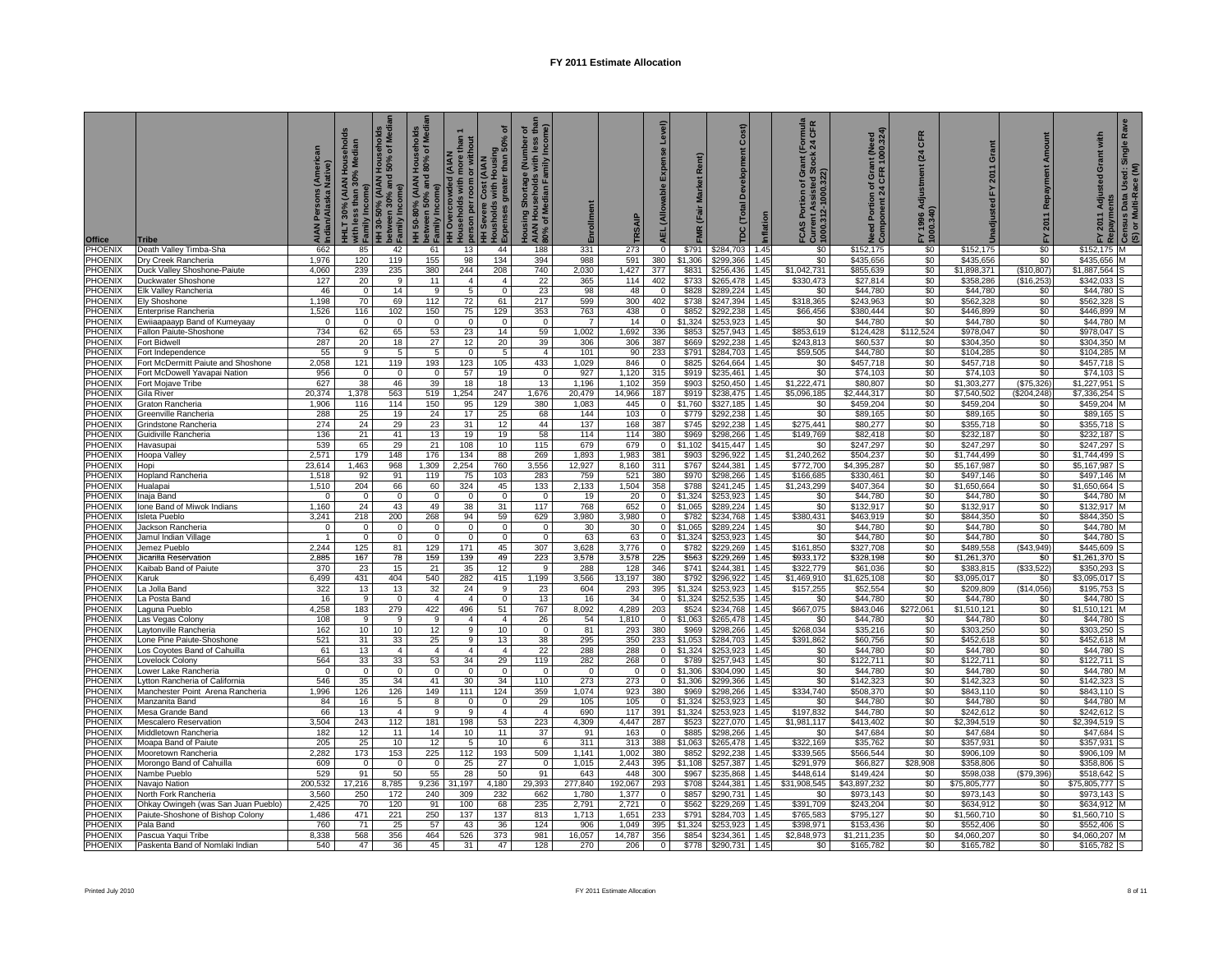# FY 2011 Estimate Allocation

| Office | Tribe | AIAN Persons (American Indian/Alaska Native) | HHLT 30% (AIAN Households with less than 30% Median Family Income) | HH 30-50% (AIAN Households between 30% and 50% of Median Family Income) | HH 50-80% (AIAN Households between 50% and 80% of Median Family Income) | HH Overcrowded (AIAN Households with more than 1 person per room or without kitchen or plumbing) | HH Severe Cost (AIAN Households with Housing Expenses greater than 50% of Income) | Housing Shortage (Number of AIAN Households with less than 80% of Median Family Income) | Enrollment | TRSAIP | AEL (Allowable Expense Level) | FMR (Fair Market Rent) | TDC (Total Development Cost) | Inflation | FCAS Portion of Grant (Formula Current Assisted Stock 24 CFR 1000.312-1000.322) | Need Portion of Grant (Need Component 24 CFR 1000.324) | FY 1996 Adjustment (24 CFR 1000.340) | Unadjusted FY 2011 Grant | FY 2011 Repayment Amount | FY 2011 Adjusted Grant with Repayments | Census Data Used: Single Race (S) or Multi-Race (M) |
|---|---|---|---|---|---|---|---|---|---|---|---|---|---|---|---|---|---|---|---|---|---|
| PHOENIX | Death Valley Timba-Sha | 662 | 85 | 42 | 61 | 13 | 44 | 188 | 331 | 273 | 0 | $791 | $284,703 | 1.45 | $0 | $152,175 | $0 | $152,175 | $0 | $152,175 | M |
| PHOENIX | Dry Creek Rancheria | 1,976 | 120 | 119 | 155 | 98 | 134 | 394 | 988 | 591 | 380 | $1,306 | $299,366 | 1.45 | $0 | $435,656 | $0 | $435,656 | $0 | $435,656 | M |
| PHOENIX | Duck Valley Shoshone-Paiute | 4,060 | 239 | 235 | 380 | 244 | 208 | 740 | 2,030 | 1,427 | 377 | $831 | $256,436 | 1.45 | $1,042,731 | $855,639 | $0 | $1,898,371 | ($10,807) | $1,887,564 | S |
| PHOENIX | Duckwater Shoshone | 127 | 20 | 9 | 11 | 4 | 4 | 22 | 365 | 114 | 402 | $733 | $265,478 | 1.45 | $330,473 | $27,814 | $0 | $358,286 | ($16,253) | $342,033 | S |
| PHOENIX | Elk Valley Rancheria | 46 | 0 | 14 | 9 | 5 | 0 | 23 | 98 | 48 | 0 | $828 | $289,224 | 1.45 | $0 | $44,780 | $0 | $44,780 | $0 | $44,780 | S |
| PHOENIX | Ely Shoshone | 1,198 | 70 | 69 | 112 | 72 | 61 | 217 | 599 | 300 | 402 | $738 | $247,394 | 1.45 | $318,365 | $243,963 | $0 | $562,328 | $0 | $562,328 | S |
| PHOENIX | Enterprise Rancheria | 1,526 | 116 | 102 | 150 | 75 | 129 | 353 | 763 | 438 | 0 | $852 | $292,238 | 1.45 | $66,456 | $380,444 | $0 | $446,899 | $0 | $446,899 | M |
| PHOENIX | Ewiiaapaayp Band of Kumeyaay | 0 | 0 | 0 | 0 | 0 | 0 | 0 | 7 | 14 | 0 | $1,324 | $253,923 | 1.45 | $0 | $44,780 | $0 | $44,780 | $0 | $44,780 | M |
| PHOENIX | Fallon Paiute-Shoshone | 734 | 62 | 65 | 53 | 23 | 14 | 59 | 1,002 | 1,692 | 336 | $853 | $257,943 | 1.45 | $853,619 | $124,428 | $112,524 | $978,047 | $0 | $978,047 | S |
| PHOENIX | Fort Bidwell | 287 | 20 | 18 | 27 | 12 | 20 | 39 | 306 | 306 | 387 | $669 | $292,238 | 1.45 | $243,813 | $60,537 | $0 | $304,350 | $0 | $304,350 | M |
| PHOENIX | Fort Independence | 55 | 9 | 5 | 5 | 0 | 5 | 4 | 101 | 90 | 233 | $791 | $284,703 | 1.45 | $59,505 | $44,780 | $0 | $104,285 | $0 | $104,285 | M |
| PHOENIX | Fort McDermitt Paiute and Shoshone | 2,058 | 121 | 119 | 193 | 123 | 105 | 433 | 1,029 | 846 | 0 | $825 | $264,664 | 1.45 | $0 | $457,718 | $0 | $457,718 | $0 | $457,718 | S |
| PHOENIX | Fort McDowell Yavapai Nation | 956 | 0 | 0 | 0 | 57 | 19 | 0 | 927 | 1,120 | 315 | $919 | $235,461 | 1.45 | $0 | $74,103 | $0 | $74,103 | $0 | $74,103 | S |
| PHOENIX | Fort Mojave Tribe | 627 | 38 | 46 | 39 | 18 | 18 | 13 | 1,196 | 1,102 | 359 | $903 | $250,450 | 1.45 | $1,222,471 | $80,807 | $0 | $1,303,277 | ($75,326) | $1,227,951 | S |
| PHOENIX | Gila River | 20,374 | 1,378 | 563 | 519 | 1,254 | 247 | 1,676 | 20,479 | 14,966 | 187 | $919 | $238,475 | 1.45 | $5,096,185 | $2,444,317 | $0 | $7,540,502 | ($204,248) | $7,336,254 | S |
| PHOENIX | Graton Rancheria | 1,906 | 116 | 114 | 150 | 95 | 129 | 380 | 1,083 | 445 | 0 | $1,760 | $327,185 | 1.45 | $0 | $459,204 | $0 | $459,204 | $0 | $459,204 | M |
| PHOENIX | Greenville Rancheria | 288 | 25 | 19 | 24 | 17 | 25 | 68 | 144 | 103 | 0 | $779 | $292,238 | 1.45 | $0 | $89,165 | $0 | $89,165 | $0 | $89,165 | S |
| PHOENIX | Grindstone Rancheria | 274 | 24 | 29 | 23 | 31 | 12 | 44 | 137 | 168 | 387 | $745 | $292,238 | 1.45 | $275,441 | $80,277 | $0 | $355,718 | $0 | $355,718 | S |
| PHOENIX | Guidiville Rancheria | 136 | 21 | 41 | 13 | 19 | 19 | 58 | 114 | 114 | 380 | $969 | $298,266 | 1.45 | $149,769 | $82,418 | $0 | $232,187 | $0 | $232,187 | S |
| PHOENIX | Havasupai | 539 | 65 | 29 | 21 | 108 | 10 | 115 | 679 | 679 | 0 | $1,102 | $415,447 | 1.45 | $0 | $247,297 | $0 | $247,297 | $0 | $247,297 | S |
| PHOENIX | Hoopa Valley | 2,571 | 179 | 148 | 176 | 134 | 88 | 269 | 1,893 | 1,983 | 381 | $903 | $296,922 | 1.45 | $1,240,262 | $504,237 | $0 | $1,744,499 | $0 | $1,744,499 | S |
| PHOENIX | Hopi | 23,614 | 1,463 | 968 | 1,309 | 2,254 | 760 | 3,556 | 12,927 | 8,160 | 311 | $767 | $244,381 | 1.45 | $772,700 | $4,395,287 | $0 | $5,167,987 | $0 | $5,167,987 | S |
| PHOENIX | Hopland Rancheria | 1,518 | 92 | 91 | 119 | 75 | 103 | 283 | 759 | 521 | 380 | $970 | $298,266 | 1.45 | $166,685 | $330,461 | $0 | $497,146 | $0 | $497,146 | M |
| PHOENIX | Hualapai | 1,510 | 204 | 66 | 60 | 324 | 45 | 133 | 2,133 | 1,504 | 358 | $788 | $241,245 | 1.45 | $1,243,299 | $407,364 | $0 | $1,650,664 | $0 | $1,650,664 | S |
| PHOENIX | Inaja Band | 0 | 0 | 0 | 0 | 0 | 0 | 0 | 19 | 20 | 0 | $1,324 | $253,923 | 1.45 | $0 | $44,780 | $0 | $44,780 | $0 | $44,780 | M |
| PHOENIX | Ione Band of Miwok Indians | 1,160 | 24 | 43 | 49 | 38 | 31 | 117 | 768 | 652 | 0 | $1,065 | $289,224 | 1.45 | $0 | $132,917 | $0 | $132,917 | $0 | $132,917 | M |
| PHOENIX | Isleta Pueblo | 3,241 | 218 | 200 | 268 | 94 | 59 | 629 | 3,980 | 3,980 | 0 | $782 | $234,768 | 1.45 | $380,431 | $463,919 | $0 | $844,350 | $0 | $844,350 | S |
| PHOENIX | Jackson Rancheria | 0 | 0 | 0 | 0 | 0 | 0 | 0 | 30 | 30 | 0 | $1,065 | $289,224 | 1.45 | $0 | $44,780 | $0 | $44,780 | $0 | $44,780 | M |
| PHOENIX | Jamul Indian Village | 1 | 0 | 0 | 0 | 0 | 0 | 0 | 63 | 63 | 0 | $1,324 | $253,923 | 1.45 | $0 | $44,780 | $0 | $44,780 | $0 | $44,780 | S |
| PHOENIX | Jemez Pueblo | 2,244 | 125 | 81 | 129 | 171 | 45 | 307 | 3,628 | 3,776 | 0 | $782 | $229,269 | 1.45 | $161,850 | $327,708 | $0 | $489,558 | ($43,949) | $445,609 | S |
| PHOENIX | Jicarilla Reservation | 2,885 | 167 | 78 | 159 | 139 | 49 | 223 | 3,578 | 3,578 | 225 | $563 | $229,269 | 1.45 | $933,172 | $328,198 | $0 | $1,261,370 | $0 | $1,261,370 | S |
| PHOENIX | Kaibab Band of Paiute | 370 | 23 | 15 | 21 | 35 | 12 | 9 | 288 | 128 | 346 | $741 | $244,381 | 1.45 | $322,779 | $61,036 | $0 | $383,815 | ($33,522) | $350,293 | S |
| PHOENIX | Karuk | 6,499 | 431 | 404 | 540 | 282 | 415 | 1,199 | 3,566 | 13,197 | 380 | $792 | $296,922 | 1.45 | $1,469,910 | $1,625,108 | $0 | $3,095,017 | $0 | $3,095,017 | S |
| PHOENIX | La Jolla Band | 322 | 13 | 13 | 32 | 24 | 9 | 23 | 604 | 293 | 395 | $1,324 | $253,923 | 1.45 | $157,255 | $52,554 | $0 | $209,809 | ($14,056) | $195,753 | S |
| PHOENIX | La Posta Band | 16 | 9 | 0 | 4 | 4 | 0 | 13 | 16 | 16 | 0 | $1,324 | $252,535 | 1.45 | $0 | $44,780 | $0 | $44,780 | $0 | $44,780 | S |
| PHOENIX | Laguna Pueblo | 4,258 | 183 | 279 | 422 | 496 | 51 | 767 | 8,092 | 4,289 | 203 | $524 | $234,768 | 1.45 | $667,075 | $843,046 | $272,061 | $1,510,121 | $0 | $1,510,121 | M |
| PHOENIX | Las Vegas Colony | 108 | 9 | 9 | 9 | 4 | 4 | 26 | 54 | 1,810 | 0 | $1,063 | $265,478 | 1.45 | $0 | $44,780 | $0 | $44,780 | $0 | $44,780 | S |
| PHOENIX | Laytonville Rancheria | 162 | 10 | 10 | 12 | 9 | 10 | 0 | 81 | 293 | 380 | $969 | $298,266 | 1.45 | $268,034 | $35,216 | $0 | $303,250 | $0 | $303,250 | S |
| PHOENIX | Lone Pine Paiute-Shoshone | 521 | 31 | 33 | 25 | 9 | 13 | 38 | 295 | 350 | 233 | $1,053 | $284,703 | 1.45 | $391,862 | $60,756 | $0 | $452,618 | $0 | $452,618 | M |
| PHOENIX | Los Coyotes Band of Cahuilla | 61 | 13 | 4 | 4 | 4 | 4 | 22 | 288 | 288 | 0 | $1,324 | $253,923 | 1.45 | $0 | $44,780 | $0 | $44,780 | $0 | $44,780 | S |
| PHOENIX | Lovelock Colony | 564 | 33 | 33 | 53 | 34 | 29 | 119 | 282 | 268 | 0 | $789 | $257,943 | 1.45 | $0 | $122,711 | $0 | $122,711 | $0 | $122,711 | S |
| PHOENIX | Lower Lake Rancheria | 0 | 0 | 0 | 0 | 0 | 0 | 0 | 0 | 0 | 0 | $1,306 | $304,090 | 1.45 | $0 | $44,780 | $0 | $44,780 | $0 | $44,780 | M |
| PHOENIX | Lytton Rancheria of California | 546 | 35 | 34 | 41 | 30 | 34 | 110 | 273 | 273 | 0 | $1,306 | $299,366 | 1.45 | $0 | $142,323 | $0 | $142,323 | $0 | $142,323 | S |
| PHOENIX | Manchester Point Arena Rancheria | 1,996 | 126 | 126 | 149 | 111 | 124 | 359 | 1,074 | 923 | 380 | $969 | $298,266 | 1.45 | $334,740 | $508,370 | $0 | $843,110 | $0 | $843,110 | S |
| PHOENIX | Manzanita Band | 84 | 16 | 5 | 8 | 0 | 0 | 29 | 105 | 105 | 0 | $1,324 | $253,923 | 1.45 | $0 | $44,780 | $0 | $44,780 | $0 | $44,780 | M |
| PHOENIX | Mesa Grande Band | 66 | 13 | 4 | 9 | 9 | 4 | 4 | 690 | 117 | 391 | $1,324 | $253,923 | 1.45 | $197,832 | $44,780 | $0 | $242,612 | $0 | $242,612 | S |
| PHOENIX | Mescalero Reservation | 3,504 | 243 | 112 | 181 | 198 | 53 | 223 | 4,309 | 4,447 | 287 | $523 | $227,070 | 1.45 | $1,981,117 | $413,402 | $0 | $2,394,519 | $0 | $2,394,519 | S |
| PHOENIX | Middletown Rancheria | 182 | 12 | 11 | 14 | 10 | 11 | 37 | 91 | 163 | 0 | $885 | $298,266 | 1.45 | $0 | $47,684 | $0 | $47,684 | $0 | $47,684 | S |
| PHOENIX | Moapa Band of Paiute | 205 | 25 | 10 | 12 | 5 | 10 | 6 | 311 | 313 | 388 | $1,063 | $265,478 | 1.45 | $322,169 | $35,762 | $0 | $357,931 | $0 | $357,931 | S |
| PHOENIX | Mooretown Rancheria | 2,282 | 173 | 153 | 225 | 112 | 193 | 509 | 1,141 | 1,002 | 380 | $852 | $292,238 | 1.45 | $339,565 | $566,544 | $0 | $906,109 | $0 | $906,109 | M |
| PHOENIX | Morongo Band of Cahuilla | 609 | 0 | 0 | 0 | 25 | 27 | 0 | 1,015 | 2,443 | 395 | $1,108 | $257,387 | 1.45 | $291,979 | $66,827 | $28,908 | $358,806 | $0 | $358,806 | S |
| PHOENIX | Nambe Pueblo | 529 | 91 | 50 | 55 | 28 | 50 | 91 | 643 | 448 | 300 | $967 | $235,868 | 1.45 | $448,614 | $149,424 | $0 | $598,038 | ($79,396) | $518,642 | S |
| PHOENIX | Navajo Nation | 200,532 | 17,216 | 8,785 | 9,236 | 31,197 | 4,180 | 29,393 | 277,840 | 192,067 | 293 | $708 | $244,381 | 1.45 | $31,908,545 | $43,897,232 | $0 | $75,805,777 | $0 | $75,805,777 | S |
| PHOENIX | North Fork Rancheria | 3,560 | 250 | 172 | 240 | 309 | 232 | 662 | 1,780 | 1,377 | 0 | $857 | $290,731 | 1.45 | $0 | $973,143 | $0 | $973,143 | $0 | $973,143 | S |
| PHOENIX | Ohkay Owingeh (was San Juan Pueblo) | 2,425 | 70 | 120 | 91 | 100 | 68 | 235 | 2,791 | 2,721 | 0 | $562 | $229,269 | 1.45 | $391,709 | $243,204 | $0 | $634,912 | $0 | $634,912 | M |
| PHOENIX | Paiute-Shoshone of Bishop Colony | 1,486 | 471 | 221 | 250 | 137 | 137 | 813 | 1,713 | 1,651 | 233 | $791 | $284,703 | 1.45 | $765,583 | $795,127 | $0 | $1,560,710 | $0 | $1,560,710 | S |
| PHOENIX | Pala Band | 760 | 71 | 25 | 57 | 43 | 36 | 124 | 906 | 1,049 | 395 | $1,324 | $253,923 | 1.45 | $398,971 | $153,436 | $0 | $552,406 | $0 | $552,406 | S |
| PHOENIX | Pascua Yaqui Tribe | 8,338 | 568 | 356 | 464 | 526 | 373 | 981 | 16,057 | 14,787 | 356 | $854 | $234,361 | 1.45 | $2,848,973 | $1,211,235 | $0 | $4,060,207 | $0 | $4,060,207 | M |
| PHOENIX | Paskenta Band of Nomlaki Indian | 540 | 47 | 36 | 45 | 31 | 47 | 128 | 270 | 206 | 0 | $778 | $290,731 | 1.45 | $0 | $165,782 | $0 | $165,782 | $0 | $165,782 | S |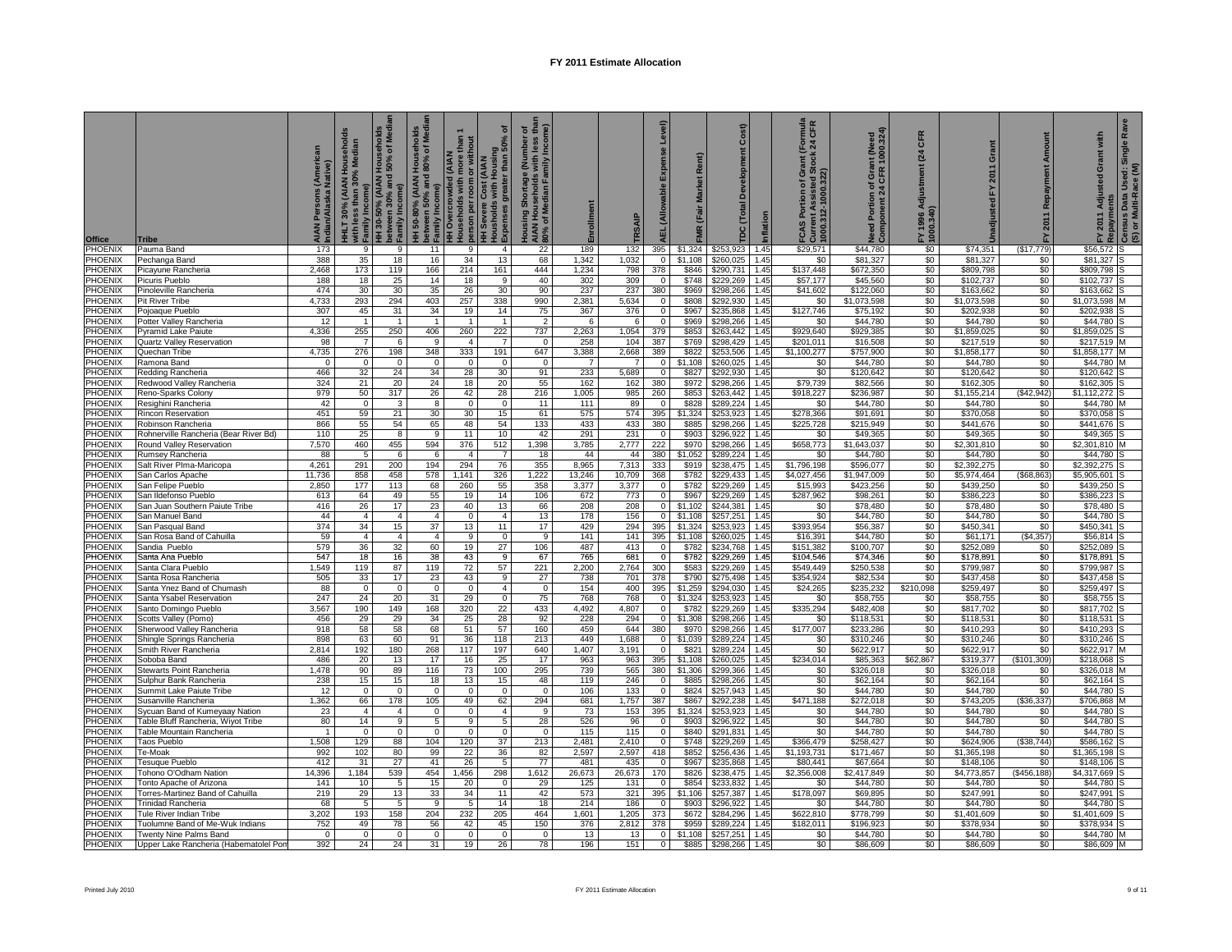# FY 2011 Estimate Allocation

| Office | Tribe | AIAN Persons (American Indian/Alaska Native) | HHLT 30% (AIAN Households with less than 30% Median Family Income) | HH 30-50% (AIAN Households between 30% and 50% of Median Family Income) | HH 50-80% (AIAN Households between 50% and 80% of Median Family Income) | HH Overcrowded (AIAN Households with more than 1 person per room or without kitchen or plumbing) | HH Severe Cost (AIAN Households with Housing Expenses greater than 50% of Income) | Housing Shortage (Number of AIAN Households with less than 80% of Median Family Income) | Enrollment | TRSAIP | AEL (Allowable Expense Level) | FMR (Fair Market Rent) | TDC (Total Development Cost) | Inflation | FCAS Portion of Grant (Formula Current Assisted Stock 24 CFR 1000.312-1000.322) | Need Portion of Grant (Need Component 24 CFR 1000.324) | FY 1996 Adjustment (24 CFR 1000.340) | Unadjusted FY 2011 Grant | FY 2011 Repayment Amount | FY 2011 Adjusted Grant with Repayments | Census Data Used: Single Race (S) or Multi-Race (M) |
|---|---|---|---|---|---|---|---|---|---|---|---|---|---|---|---|---|---|---|---|---|---|
| PHOENIX | Pauma Band | 173 | 9 | 9 | 11 | 9 | 4 | 22 | 189 | 132 | 395 | $1,324 | $253,923 | 1.45 | $29,571 | $44,780 | $0 | $74,351 | ($17,779) | $56,572 | S |
| PHOENIX | Pechanga Band | 388 | 35 | 18 | 16 | 34 | 13 | 68 | 1,342 | 1,032 | 0 | $1,108 | $260,025 | 1.45 | $0 | $81,327 | $0 | $81,327 | $0 | $81,327 | S |
| PHOENIX | Picayune Rancheria | 2,468 | 173 | 119 | 166 | 214 | 161 | 444 | 1,234 | 798 | 378 | $846 | $290,731 | 1.45 | $137,448 | $672,350 | $0 | $809,798 | $0 | $809,798 | S |
| PHOENIX | Picuris Pueblo | 188 | 18 | 25 | 14 | 18 | 9 | 40 | 302 | 309 | 0 | $748 | $229,269 | 1.45 | $57,177 | $45,560 | $0 | $102,737 | $0 | $102,737 | S |
| PHOENIX | Pinoleville Rancheria | 474 | 30 | 30 | 35 | 26 | 30 | 90 | 237 | 237 | 380 | $969 | $298,266 | 1.45 | $41,602 | $122,060 | $0 | $163,662 | $0 | $163,662 | S |
| PHOENIX | Pit River Tribe | 4,733 | 293 | 294 | 403 | 257 | 338 | 990 | 2,381 | 5,634 | 0 | $808 | $292,930 | 1.45 | $0 | $1,073,598 | $0 | $1,073,598 | $0 | $1,073,598 | M |
| PHOENIX | Pojoaque Pueblo | 307 | 45 | 31 | 34 | 19 | 14 | 75 | 367 | 376 | 0 | $967 | $235,868 | 1.45 | $127,746 | $75,192 | $0 | $202,938 | $0 | $202,938 | S |
| PHOENIX | Potter Valley Rancheria | 12 | 1 | 1 | 1 | 1 | 1 | 2 | 6 | 6 | 0 | $969 | $298,266 | 1.45 | $0 | $44,780 | $0 | $44,780 | $0 | $44,780 | S |
| PHOENIX | Pyramid Lake Paiute | 4,336 | 255 | 250 | 406 | 260 | 222 | 737 | 2,263 | 1,054 | 379 | $853 | $263,442 | 1.45 | $929,640 | $929,385 | $0 | $1,859,025 | $0 | $1,859,025 | S |
| PHOENIX | Quartz Valley Reservation | 98 | 7 | 6 | 9 | 4 | 7 | 0 | 258 | 104 | 387 | $769 | $298,429 | 1.45 | $201,011 | $16,508 | $0 | $217,519 | $0 | $217,519 | M |
| PHOENIX | Quechan Tribe | 4,735 | 276 | 198 | 348 | 333 | 191 | 647 | 3,388 | 2,668 | 389 | $822 | $253,506 | 1.45 | $1,100,277 | $757,900 | $0 | $1,858,177 | $0 | $1,858,177 | M |
| PHOENIX | Ramona Band | 0 | 0 | 0 | 0 | 0 | 0 | 0 | 7 | 7 | 0 | $1,108 | $260,025 | 1.45 | $0 | $44,780 | $0 | $44,780 | $0 | $44,780 | M |
| PHOENIX | Redding Rancheria | 466 | 32 | 24 | 34 | 28 | 30 | 91 | 233 | 5,689 | 0 | $827 | $292,930 | 1.45 | $0 | $120,642 | $0 | $120,642 | $0 | $120,642 | S |
| PHOENIX | Redwood Valley Rancheria | 324 | 21 | 20 | 24 | 18 | 20 | 55 | 162 | 162 | 380 | $972 | $298,266 | 1.45 | $79,739 | $82,566 | $0 | $162,305 | $0 | $162,305 | S |
| PHOENIX | Reno-Sparks Colony | 979 | 50 | 317 | 26 | 42 | 28 | 216 | 1,005 | 985 | 260 | $853 | $263,442 | 1.45 | $918,227 | $236,987 | $0 | $1,155,214 | ($42,942) | $1,112,272 | S |
| PHOENIX | Resighini Rancheria | 42 | 0 | 3 | 8 | 0 | 0 | 11 | 111 | 89 | 0 | $828 | $289,224 | 1.45 | $0 | $44,780 | $0 | $44,780 | $0 | $44,780 | M |
| PHOENIX | Rincon Reservation | 451 | 59 | 21 | 30 | 30 | 15 | 61 | 575 | 574 | 395 | $1,324 | $253,923 | 1.45 | $278,366 | $91,691 | $0 | $370,058 | $0 | $370,058 | S |
| PHOENIX | Robinson Rancheria | 866 | 55 | 54 | 65 | 48 | 54 | 133 | 433 | 433 | 380 | $885 | $298,266 | 1.45 | $225,728 | $215,949 | $0 | $441,676 | $0 | $441,676 | S |
| PHOENIX | Rohnerville Rancheria (Bear River Bd) | 110 | 25 | 8 | 9 | 11 | 10 | 42 | 291 | 231 | 0 | $903 | $296,922 | 1.45 | $0 | $49,365 | $0 | $49,365 | $0 | $49,365 | S |
| PHOENIX | Round Valley Reservation | 7,570 | 460 | 455 | 594 | 376 | 512 | 1,398 | 3,785 | 2,777 | 222 | $970 | $298,266 | 1.45 | $658,773 | $1,643,037 | $0 | $2,301,810 | $0 | $2,301,810 | M |
| PHOENIX | Rumsey Rancheria | 88 | 5 | 6 | 6 | 4 | 7 | 18 | 44 | 44 | 380 | $1,052 | $289,224 | 1.45 | $0 | $44,780 | $0 | $44,780 | $0 | $44,780 | S |
| PHOENIX | Salt River Plma-Maricopa | 4,261 | 291 | 200 | 194 | 294 | 76 | 355 | 8,965 | 7,313 | 333 | $919 | $238,475 | 1.45 | $1,796,198 | $596,077 | $0 | $2,392,275 | $0 | $2,392,275 | S |
| PHOENIX | San Carlos Apache | 11,736 | 858 | 458 | 578 | 1,141 | 326 | 1,222 | 13,246 | 10,709 | 368 | $782 | $229,433 | 1.45 | $4,027,456 | $1,947,009 | $0 | $5,974,464 | ($68,863) | $5,905,601 | S |
| PHOENIX | San Felipe Pueblo | 2,850 | 177 | 113 | 68 | 260 | 55 | 358 | 3,377 | 3,377 | 0 | $782 | $229,269 | 1.45 | $15,993 | $423,256 | $0 | $439,250 | $0 | $439,250 | S |
| PHOENIX | San Ildefonso Pueblo | 613 | 64 | 49 | 55 | 19 | 14 | 106 | 672 | 773 | 0 | $967 | $229,269 | 1.45 | $287,962 | $98,261 | $0 | $386,223 | $0 | $386,223 | S |
| PHOENIX | San Juan Southern Paiute Tribe | 416 | 26 | 17 | 23 | 40 | 13 | 66 | 208 | 208 | 0 | $1,102 | $244,381 | 1.45 | $0 | $78,480 | $0 | $78,480 | $0 | $78,480 | S |
| PHOENIX | San Manuel Band | 44 | 4 | 4 | 4 | 0 | 4 | 13 | 178 | 156 | 0 | $1,108 | $257,251 | 1.45 | $0 | $44,780 | $0 | $44,780 | $0 | $44,780 | S |
| PHOENIX | San Pasqual Band | 374 | 34 | 15 | 37 | 13 | 11 | 17 | 429 | 294 | 395 | $1,324 | $253,923 | 1.45 | $393,954 | $56,387 | $0 | $450,341 | $0 | $450,341 | S |
| PHOENIX | San Rosa Band of Cahuilla | 59 | 4 | 4 | 4 | 9 | 0 | 9 | 141 | 141 | 395 | $1,108 | $260,025 | 1.45 | $16,391 | $44,780 | $0 | $61,171 | ($4,357) | $56,814 | S |
| PHOENIX | Sandia Pueblo | 579 | 36 | 32 | 60 | 19 | 27 | 106 | 487 | 413 | 0 | $782 | $234,768 | 1.45 | $151,382 | $100,707 | $0 | $252,089 | $0 | $252,089 | S |
| PHOENIX | Santa Ana Pueblo | 547 | 18 | 16 | 38 | 43 | 9 | 67 | 765 | 681 | 0 | $782 | $229,269 | 1.45 | $104,546 | $74,346 | $0 | $178,891 | $0 | $178,891 | S |
| PHOENIX | Santa Clara Pueblo | 1,549 | 119 | 87 | 119 | 72 | 57 | 221 | 2,200 | 2,764 | 300 | $583 | $229,269 | 1.45 | $549,449 | $250,538 | $0 | $799,987 | $0 | $799,987 | S |
| PHOENIX | Santa Rosa Rancheria | 505 | 33 | 17 | 23 | 43 | 9 | 27 | 738 | 701 | 378 | $790 | $275,498 | 1.45 | $354,924 | $82,534 | $0 | $437,458 | $0 | $437,458 | S |
| PHOENIX | Santa Ynez Band of Chumash | 88 | 0 | 0 | 0 | 0 | 4 | 0 | 154 | 400 | 395 | $1,259 | $294,030 | 1.45 | $24,265 | $235,232 | $210,098 | $259,497 | $0 | $259,497 | S |
| PHOENIX | Santa Ysabel Reservation | 247 | 24 | 20 | 31 | 29 | 0 | 75 | 768 | 768 | 0 | $1,324 | $253,923 | 1.45 | $0 | $58,755 | $0 | $58,755 | $0 | $58,755 | S |
| PHOENIX | Santo Domingo Pueblo | 3,567 | 190 | 149 | 168 | 320 | 22 | 433 | 4,492 | 4,807 | 0 | $782 | $229,269 | 1.45 | $335,294 | $482,408 | $0 | $817,702 | $0 | $817,702 | S |
| PHOENIX | Scotts Valley (Pomo) | 456 | 29 | 29 | 34 | 25 | 28 | 92 | 228 | 294 | 0 | $1,308 | $298,266 | 1.45 | $0 | $118,531 | $0 | $118,531 | $0 | $118,531 | S |
| PHOENIX | Sherwood Valley Rancheria | 918 | 58 | 58 | 68 | 51 | 57 | 160 | 459 | 644 | 380 | $970 | $298,266 | 1.45 | $177,007 | $233,286 | $0 | $410,293 | $0 | $410,293 | S |
| PHOENIX | Shingle Springs Rancheria | 898 | 63 | 60 | 91 | 36 | 118 | 213 | 449 | 1,688 | 0 | $1,039 | $289,224 | 1.45 | $0 | $310,246 | $0 | $310,246 | $0 | $310,246 | S |
| PHOENIX | Smith River Rancheria | 2,814 | 192 | 180 | 268 | 117 | 197 | 640 | 1,407 | 3,191 | 0 | $821 | $289,224 | 1.45 | $0 | $622,917 | $0 | $622,917 | $0 | $622,917 | M |
| PHOENIX | Soboba Band | 486 | 20 | 13 | 17 | 16 | 25 | 17 | 963 | 963 | 395 | $1,108 | $260,025 | 1.45 | $234,014 | $85,363 | $62,867 | $319,377 | ($101,309) | $218,068 | S |
| PHOENIX | Stewarts Point Rancheria | 1,478 | 90 | 89 | 116 | 73 | 100 | 295 | 739 | 565 | 380 | $1,306 | $299,366 | 1.45 | $0 | $326,018 | $0 | $326,018 | $0 | $326,018 | M |
| PHOENIX | Sulphur Bank Rancheria | 238 | 15 | 15 | 18 | 13 | 15 | 48 | 119 | 246 | 0 | $885 | $298,266 | 1.45 | $0 | $62,164 | $0 | $62,164 | $0 | $62,164 | S |
| PHOENIX | Summit Lake Paiute Tribe | 12 | 0 | 0 | 0 | 0 | 0 | 0 | 106 | 133 | 0 | $824 | $257,943 | 1.45 | $0 | $44,780 | $0 | $44,780 | $0 | $44,780 | S |
| PHOENIX | Susanville Rancheria | 1,362 | 66 | 178 | 105 | 49 | 62 | 294 | 681 | 1,757 | 387 | $867 | $292,238 | 1.45 | $471,188 | $272,018 | $0 | $743,205 | ($36,337) | $706,868 | M |
| PHOENIX | Sycuan Band of Kumeyaay Nation | 23 | 4 | 4 | 0 | 0 | 4 | 9 | 73 | 153 | 395 | $1,324 | $253,923 | 1.45 | $0 | $44,780 | $0 | $44,780 | $0 | $44,780 | S |
| PHOENIX | Table Bluff Rancheria, Wiyot Tribe | 80 | 14 | 9 | 5 | 9 | 5 | 28 | 526 | 96 | 0 | $903 | $296,922 | 1.45 | $0 | $44,780 | $0 | $44,780 | $0 | $44,780 | S |
| PHOENIX | Table Mountain Rancheria | 1 | 0 | 0 | 0 | 0 | 0 | 0 | 115 | 115 | 0 | $840 | $291,831 | 1.45 | $0 | $44,780 | $0 | $44,780 | $0 | $44,780 | S |
| PHOENIX | Taos Pueblo | 1,508 | 129 | 88 | 104 | 120 | 37 | 213 | 2,481 | 2,410 | 0 | $748 | $229,269 | 1.45 | $366,479 | $258,427 | $0 | $624,906 | ($38,744) | $586,162 | S |
| PHOENIX | Te-Moak | 992 | 102 | 80 | 99 | 22 | 36 | 82 | 2,597 | 2,597 | 418 | $852 | $256,436 | 1.45 | $1,193,731 | $171,467 | $0 | $1,365,198 | $0 | $1,365,198 | S |
| PHOENIX | Tesuque Pueblo | 412 | 31 | 27 | 41 | 26 | 5 | 77 | 481 | 435 | 0 | $967 | $235,868 | 1.45 | $80,441 | $67,664 | $0 | $148,106 | $0 | $148,106 | S |
| PHOENIX | Tohono O'Odham Nation | 14,396 | 1,184 | 539 | 454 | 1,456 | 298 | 1,612 | 26,673 | 26,673 | 170 | $826 | $238,475 | 1.45 | $2,356,008 | $2,417,849 | $0 | $4,773,857 | ($456,188) | $4,317,669 | S |
| PHOENIX | Tonto Apache of Arizona | 141 | 10 | 5 | 15 | 20 | 0 | 29 | 125 | 131 | 0 | $854 | $233,832 | 1.45 | $0 | $44,780 | $0 | $44,780 | $0 | $44,780 | S |
| PHOENIX | Torres-Martinez Band of Cahuilla | 219 | 29 | 13 | 33 | 34 | 11 | 42 | 573 | 321 | 395 | $1,106 | $257,387 | 1.45 | $178,097 | $69,895 | $0 | $247,991 | $0 | $247,991 | S |
| PHOENIX | Trinidad Rancheria | 68 | 5 | 5 | 9 | 5 | 14 | 18 | 214 | 186 | 0 | $903 | $296,922 | 1.45 | $0 | $44,780 | $0 | $44,780 | $0 | $44,780 | S |
| PHOENIX | Tule River Indian Tribe | 3,202 | 193 | 158 | 204 | 232 | 205 | 464 | 1,601 | 1,205 | 373 | $672 | $284,296 | 1.45 | $622,810 | $778,799 | $0 | $1,401,609 | $0 | $1,401,609 | S |
| PHOENIX | Tuolumne Band of Me-Wuk Indians | 752 | 49 | 78 | 56 | 42 | 45 | 150 | 376 | 2,812 | 378 | $959 | $289,224 | 1.45 | $182,011 | $196,923 | $0 | $378,934 | $0 | $378,934 | S |
| PHOENIX | Twenty Nine Palms Band | 0 | 0 | 0 | 0 | 0 | 0 | 0 | 13 | 13 | 0 | $1,108 | $257,251 | 1.45 | $0 | $44,780 | $0 | $44,780 | $0 | $44,780 | M |
| PHOENIX | Upper Lake Rancheria (Habematolel Pom | 392 | 24 | 24 | 31 | 19 | 26 | 78 | 196 | 151 | 0 | $885 | $298,266 | 1.45 | $0 | $86,609 | $0 | $86,609 | $0 | $86,609 | M |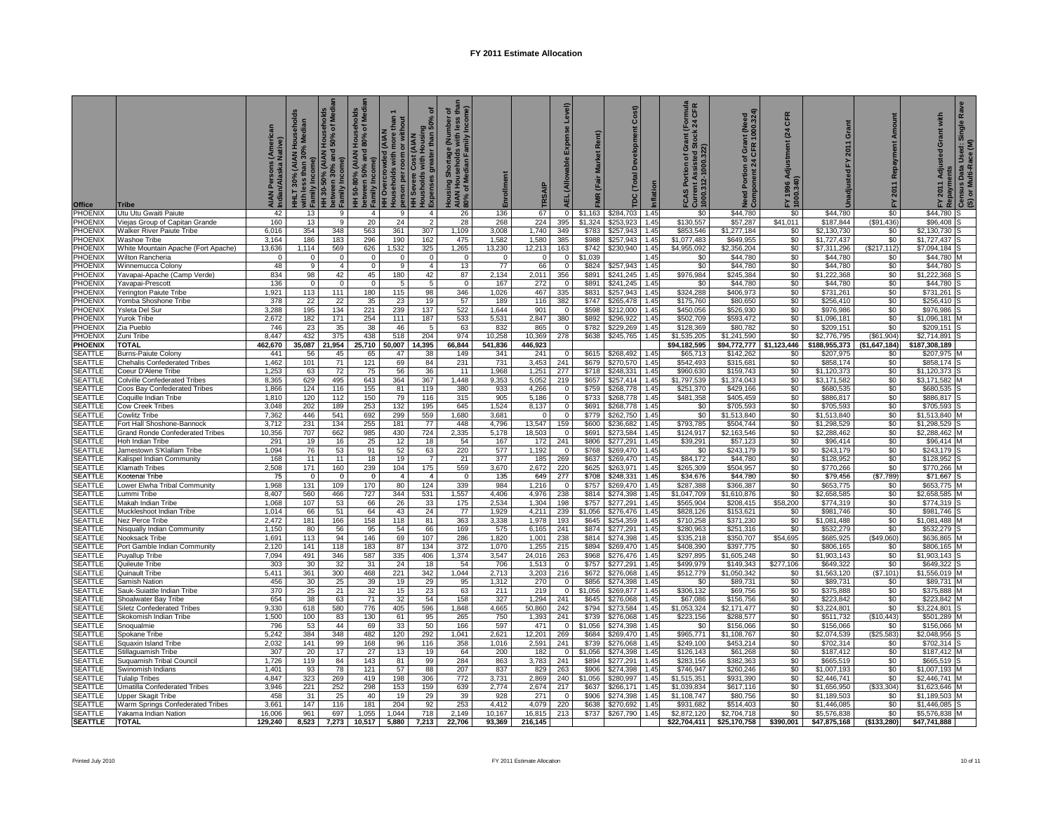# FY 2011 Estimate Allocation

| Office | Tribe | AIAN Persons (American Indian/Alaska Native) | HHLT 30% (AIAN Households with less than 30% Median Family Income) | HH 30-50% (AIAN Households between 30% and 50% of Median Family Income) | HH 50-80% (AIAN Households between 50% and 80% of Median Family Income) | HH Overcrowded (AIAN Households with more than 1 person per room or without kitchen or plumbing) | HH Severe Cost (AIAN Households with Housing Expenses greater than 50% of Income) | Housing Shortage (Number of AIAN Households with less than 80% of Median Family Income) | Enrollment | TRSAIP | AEL (Allowable Expense Level) | FMR (Fair Market Rent) | TDC (Total Development Cost) | Inflation | FCAS Portion of Grant (Formula Current Assisted Stock 24 CFR 1000.312-1000.322) | Need Portion of Grant (Need Component 24 CFR 1000.324) | FY 1996 Adjustment (24 CFR 1000.340) | Unadjusted FY 2011 Grant | FY 2011 Repayment Amount | FY 2011 Adjusted Grant with Repayments | Census Data Used: Single Race (S) or Multi-Race (M) |
|---|---|---|---|---|---|---|---|---|---|---|---|---|---|---|---|---|---|---|---|---|---|
| PHOENIX | Utu Utu Gwaiti Paiute | 42 | 13 | 9 | 4 | 9 | 4 | 26 | 136 | 67 | 0 | $1,163 | $284,703 | 1.45 | $0 | $44,780 | $0 | $44,780 | $0 | $44,780 | S |
| PHOENIX | Viejas Group of Capitan Grande | 160 | 13 | 9 | 20 | 24 | 2 | 28 | 268 | 224 | 395 | $1,324 | $253,923 | 1.45 | $130,557 | $57,287 | $41,011 | $187,844 | ($91,436) | $96,408 | S |
| PHOENIX | Walker River Paiute Tribe | 6,016 | 354 | 348 | 563 | 361 | 307 | 1,109 | 3,008 | 1,740 | 349 | $783 | $257,943 | 1.45 | $853,546 | $1,277,184 | $0 | $2,130,730 | $0 | $2,130,730 | S |
| PHOENIX | Washoe Tribe | 3,164 | 186 | 183 | 296 | 190 | 162 | 475 | 1,582 | 1,580 | 385 | $988 | $257,943 | 1.45 | $1,077,483 | $649,955 | $0 | $1,727,437 | $0 | $1,727,437 | S |
| PHOENIX | White Mountain Apache (Fort Apache) | 13,636 | 1,114 | 569 | 626 | 1,532 | 325 | 1,265 | 13,230 | 12,213 | 163 | $742 | $230,940 | 1.45 | $4,955,092 | $2,356,204 | $0 | $7,311,296 | ($217,112) | $7,094,184 | S |
| PHOENIX | Wilton Rancheria | 0 | 0 | 0 | 0 | 0 | 0 | 0 | 0 | 0 | 0 | $1,039 | | 1.45 | $0 | $44,780 | $0 | $44,780 | $0 | $44,780 | M |
| PHOENIX | Winnemucca Colony | 48 | 9 | 4 | 0 | 9 | 4 | 13 | 77 | 66 | 0 | $824 | $257,943 | 1.45 | $0 | $44,780 | $0 | $44,780 | $0 | $44,780 | S |
| PHOENIX | Yavapai-Apache (Camp Verde) | 834 | 98 | 42 | 45 | 180 | 42 | 87 | 2,134 | 2,011 | 356 | $891 | $241,245 | 1.45 | $976,984 | $245,384 | $0 | $1,222,368 | $0 | $1,222,368 | S |
| PHOENIX | Yavapai-Prescott | 136 | 0 | 0 | 0 | 5 | 5 | 0 | 167 | 272 | 0 | $891 | $241,245 | 1.45 | $0 | $44,780 | $0 | $44,780 | $0 | $44,780 | S |
| PHOENIX | Yerington Paiute Tribe | 1,921 | 113 | 111 | 180 | 115 | 98 | 346 | 1,026 | 467 | 335 | $831 | $257,943 | 1.45 | $324,288 | $406,973 | $0 | $731,261 | $0 | $731,261 | S |
| PHOENIX | Yomba Shoshone Tribe | 378 | 22 | 22 | 35 | 23 | 19 | 57 | 189 | 116 | 382 | $747 | $265,478 | 1.45 | $175,760 | $80,650 | $0 | $256,410 | $0 | $256,410 | S |
| PHOENIX | Ysleta Del Sur | 3,288 | 195 | 134 | 221 | 239 | 137 | 522 | 1,644 | 901 | 0 | $598 | $212,000 | 1.45 | $450,056 | $526,930 | $0 | $976,986 | $0 | $976,986 | S |
| PHOENIX | Yurok Tribe | 2,672 | 182 | 171 | 254 | 111 | 187 | 533 | 5,531 | 2,847 | 380 | $892 | $296,922 | 1.45 | $502,709 | $593,472 | $0 | $1,096,181 | $0 | $1,096,181 | M |
| PHOENIX | Zia Pueblo | 746 | 23 | 35 | 38 | 46 | 5 | 63 | 832 | 865 | 0 | $782 | $229,269 | 1.45 | $128,369 | $80,782 | $0 | $209,151 | $0 | $209,151 | S |
| PHOENIX | Zuni Tribe | 8,447 | 432 | 375 | 438 | 518 | 204 | 974 | 10,258 | 10,369 | 278 | $638 | $245,765 | 1.45 | $1,535,205 | $1,241,590 | $0 | $2,776,795 | ($61,904) | $2,714,891 | S |
| **PHOENIX** | **TOTAL** | **462,670** | **35,087** | **21,954** | **25,710** | **50,007** | **14,395** | **66,844** | **541,836** | **446,923** | | | | | **$94,182,595** | **$94,772,777** | **$1,123,446** | **$188,955,373** | **($1,647,184)** | **$187,308,189** | |
| SEATTLE | Burns-Paiute Colony | 441 | 56 | 45 | 65 | 47 | 38 | 149 | 341 | 241 | 0 | $615 | $268,492 | 1.45 | $65,713 | $142,262 | $0 | $207,975 | $0 | $207,975 | M |
| SEATTLE | Chehalis Confederated Tribes | 1,462 | 101 | 71 | 121 | 69 | 84 | 231 | 731 | 3,453 | 241 | $679 | $270,570 | 1.45 | $542,493 | $315,681 | $0 | $858,174 | $0 | $858,174 | S |
| SEATTLE | Coeur D'Alene Tribe | 1,253 | 63 | 72 | 75 | 56 | 36 | 11 | 1,968 | 1,251 | 277 | $718 | $248,331 | 1.45 | $960,630 | $159,743 | $0 | $1,120,373 | $0 | $1,120,373 | S |
| SEATTLE | Colville Confederated Tribes | 8,365 | 629 | 495 | 643 | 364 | 367 | 1,448 | 9,353 | 5,052 | 219 | $657 | $257,414 | 1.45 | $1,797,539 | $1,374,043 | $0 | $3,171,582 | $0 | $3,171,582 | M |
| SEATTLE | Coos Bay Confederated Tribes | 1,866 | 124 | 116 | 155 | 81 | 119 | 380 | 933 | 4,266 | 0 | $759 | $268,778 | 1.45 | $251,370 | $429,166 | $0 | $680,535 | $0 | $680,535 | S |
| SEATTLE | Coquille Indian Tribe | 1,810 | 120 | 112 | 150 | 79 | 116 | 315 | 905 | 5,186 | 0 | $733 | $268,778 | 1.45 | $481,358 | $405,459 | $0 | $886,817 | $0 | $886,817 | S |
| SEATTLE | Cow Creek Tribes | 3,048 | 202 | 189 | 253 | 132 | 195 | 645 | 1,524 | 8,137 | 0 | $691 | $268,778 | 1.45 | $0 | $705,593 | $0 | $705,593 | $0 | $705,593 | S |
| SEATTLE | Cowlitz Tribe | 7,362 | 446 | 541 | 692 | 299 | 559 | 1,680 | 3,681 | 0 | 0 | $779 | $262,750 | 1.45 | $0 | $1,513,840 | $0 | $1,513,840 | $0 | $1,513,840 | M |
| SEATTLE | Fort Hall Shoshone-Bannock | 3,712 | 231 | 134 | 255 | 181 | 77 | 448 | 4,796 | 13,547 | 159 | $600 | $236,682 | 1.45 | $793,785 | $504,744 | $0 | $1,298,529 | $0 | $1,298,529 | S |
| SEATTLE | Grand Ronde Confederated Tribes | 10,356 | 707 | 662 | 985 | 430 | 724 | 2,335 | 5,178 | 18,503 | 0 | $691 | $273,584 | 1.45 | $124,917 | $2,163,546 | $0 | $2,288,462 | $0 | $2,288,462 | M |
| SEATTLE | Hoh Indian Tribe | 291 | 19 | 16 | 25 | 12 | 18 | 54 | 167 | 172 | 241 | $806 | $277,291 | 1.45 | $39,291 | $57,123 | $0 | $96,414 | $0 | $96,414 | M |
| SEATTLE | Jamestown S'Klallam Tribe | 1,094 | 76 | 53 | 91 | 52 | 63 | 220 | 577 | 1,192 | 0 | $768 | $269,470 | 1.45 | $0 | $243,179 | $0 | $243,179 | $0 | $243,179 | S |
| SEATTLE | Kalispel Indian Community | 168 | 11 | 11 | 18 | 19 | 7 | 21 | 377 | 185 | 269 | $637 | $269,470 | 1.45 | $84,172 | $44,780 | $0 | $128,952 | $0 | $128,952 | S |
| SEATTLE | Klamath Tribes | 2,508 | 171 | 160 | 239 | 104 | 175 | 559 | 3,670 | 2,672 | 220 | $625 | $263,971 | 1.45 | $265,309 | $504,957 | $0 | $770,266 | $0 | $770,266 | M |
| SEATTLE | Kootenai Tribe | 75 | 0 | 0 | 0 | 4 | 4 | 0 | 135 | 649 | 277 | $708 | $248,331 | 1.45 | $34,676 | $44,780 | $0 | $79,456 | ($7,789) | $71,667 | S |
| SEATTLE | Lower Elwha Tribal Community | 1,968 | 131 | 109 | 170 | 80 | 124 | 339 | 984 | 1,216 | 0 | $757 | $269,470 | 1.45 | $287,388 | $366,387 | $0 | $653,775 | $0 | $653,775 | M |
| SEATTLE | Lummi Tribe | 8,407 | 560 | 466 | 727 | 344 | 531 | 1,557 | 4,406 | 4,976 | 238 | $814 | $274,398 | 1.45 | $1,047,709 | $1,610,876 | $0 | $2,658,585 | $0 | $2,658,585 | M |
| SEATTLE | Makah Indian Tribe | 1,068 | 107 | 53 | 66 | 26 | 33 | 175 | 2,534 | 1,304 | 198 | $757 | $277,291 | 1.45 | $565,904 | $208,415 | $58,200 | $774,319 | $0 | $774,319 | S |
| SEATTLE | Muckleshoot Indian Tribe | 1,014 | 66 | 51 | 64 | 43 | 24 | 77 | 1,929 | 4,211 | 239 | $1,056 | $276,476 | 1.45 | $828,126 | $153,621 | $0 | $981,746 | $0 | $981,746 | S |
| SEATTLE | Nez Perce Tribe | 2,472 | 181 | 166 | 158 | 118 | 81 | 363 | 3,338 | 1,978 | 193 | $645 | $254,359 | 1.45 | $710,258 | $371,230 | $0 | $1,081,488 | $0 | $1,081,488 | M |
| SEATTLE | Nisqually Indian Community | 1,150 | 80 | 56 | 95 | 54 | 66 | 169 | 575 | 6,165 | 241 | $874 | $277,291 | 1.45 | $280,963 | $251,316 | $0 | $532,279 | $0 | $532,279 | S |
| SEATTLE | Nooksack Tribe | 1,691 | 113 | 94 | 146 | 69 | 107 | 286 | 1,820 | 1,001 | 238 | $814 | $274,398 | 1.45 | $335,218 | $350,707 | $54,695 | $685,925 | ($49,060) | $636,865 | M |
| SEATTLE | Port Gamble Indian Community | 2,120 | 141 | 118 | 183 | 87 | 134 | 372 | 1,070 | 1,255 | 215 | $894 | $269,470 | 1.45 | $408,390 | $397,775 | $0 | $806,165 | $0 | $806,165 | M |
| SEATTLE | Puyallup Tribe | 7,094 | 491 | 346 | 587 | 335 | 406 | 1,374 | 3,547 | 24,016 | 263 | $968 | $276,476 | 1.45 | $297,895 | $1,605,248 | $0 | $1,903,143 | $0 | $1,903,143 | S |
| SEATTLE | Quileute Tribe | 303 | 30 | 32 | 31 | 24 | 18 | 54 | 706 | 1,513 | 0 | $757 | $277,291 | 1.45 | $499,979 | $149,343 | $277,106 | $649,322 | $0 | $649,322 | S |
| SEATTLE | Quinault Tribe | 5,411 | 361 | 300 | 468 | 221 | 342 | 1,044 | 2,713 | 3,203 | 216 | $672 | $276,068 | 1.45 | $512,779 | $1,050,342 | $0 | $1,563,120 | ($7,101) | $1,556,019 | M |
| SEATTLE | Samish Nation | 456 | 30 | 25 | 39 | 19 | 29 | 95 | 1,312 | 270 | 0 | $856 | $274,398 | 1.45 | $0 | $89,731 | $0 | $89,731 | $0 | $89,731 | M |
| SEATTLE | Sauk-Suiattle Indian Tribe | 370 | 25 | 21 | 32 | 15 | 23 | 63 | 211 | 219 | 0 | $1,056 | $269,877 | 1.45 | $306,132 | $69,756 | $0 | $375,888 | $0 | $375,888 | M |
| SEATTLE | Shoalwater Bay Tribe | 654 | 38 | 63 | 71 | 32 | 54 | 158 | 327 | 1,294 | 241 | $645 | $276,068 | 1.45 | $67,086 | $156,756 | $0 | $223,842 | $0 | $223,842 | M |
| SEATTLE | Siletz Confederated Tribes | 9,330 | 618 | 580 | 776 | 405 | 596 | 1,848 | 4,665 | 50,860 | 242 | $794 | $273,584 | 1.45 | $1,053,324 | $2,171,477 | $0 | $3,224,801 | $0 | $3,224,801 | S |
| SEATTLE | Skokomish Indian Tribe | 1,500 | 100 | 83 | 130 | 61 | 95 | 265 | 750 | 1,393 | 241 | $739 | $276,068 | 1.45 | $223,156 | $288,577 | $0 | $511,732 | ($10,443) | $501,289 | M |
| SEATTLE | Snoqualmie | 796 | 53 | 44 | 69 | 33 | 50 | 166 | 597 | 471 | 0 | $1,056 | $274,398 | 1.45 | $0 | $156,066 | $0 | $156,066 | $0 | $156,066 | M |
| SEATTLE | Spokane Tribe | 5,242 | 384 | 348 | 482 | 120 | 292 | 1,041 | 2,621 | 12,201 | 269 | $684 | $269,470 | 1.45 | $965,771 | $1,108,767 | $0 | $2,074,539 | ($25,583) | $2,048,956 | S |
| SEATTLE | Squaxin Island Tribe | 2,032 | 141 | 99 | 168 | 96 | 116 | 358 | 1,016 | 2,591 | 241 | $739 | $276,068 | 1.45 | $249,100 | $453,214 | $0 | $702,314 | $0 | $702,314 | S |
| SEATTLE | Stillaguamish Tribe | 307 | 20 | 17 | 27 | 13 | 19 | 64 | 200 | 182 | 0 | $1,056 | $274,398 | 1.45 | $126,143 | $61,268 | $0 | $187,412 | $0 | $187,412 | M |
| SEATTLE | Suquamish Tribal Council | 1,726 | 119 | 84 | 143 | 81 | 99 | 284 | 863 | 3,783 | 241 | $894 | $277,291 | 1.45 | $283,156 | $382,363 | $0 | $665,519 | $0 | $665,519 | S |
| SEATTLE | Swinomish Indians | 1,401 | 93 | 78 | 121 | 57 | 88 | 207 | 837 | 829 | 263 | $906 | $274,398 | 1.45 | $746,947 | $260,246 | $0 | $1,007,193 | $0 | $1,007,193 | M |
| SEATTLE | Tulalip Tribes | 4,847 | 323 | 269 | 419 | 198 | 306 | 772 | 3,731 | 2,869 | 240 | $1,056 | $280,997 | 1.45 | $1,515,351 | $931,390 | $0 | $2,446,741 | $0 | $2,446,741 | M |
| SEATTLE | Umatilla Confederated Tribes | 3,946 | 221 | 252 | 298 | 153 | 159 | 639 | 2,774 | 2,674 | 217 | $637 | $266,171 | 1.45 | $1,039,834 | $617,116 | $0 | $1,656,950 | ($33,304) | $1,623,646 | M |
| SEATTLE | Upper Skagit Tribe | 458 | 31 | 25 | 40 | 19 | 29 | 39 | 928 | 271 | 0 | $906 | $274,398 | 1.45 | $1,108,747 | $80,756 | $0 | $1,189,503 | $0 | $1,189,503 | M |
| SEATTLE | Warm Springs Confederated Tribes | 3,661 | 147 | 116 | 181 | 204 | 92 | 253 | 4,412 | 4,079 | 220 | $638 | $270,692 | 1.45 | $931,682 | $514,403 | $0 | $1,446,085 | $0 | $1,446,085 | S |
| SEATTLE | Yakama Indian Nation | 16,006 | 961 | 697 | 1,055 | 1,044 | 718 | 2,149 | 10,167 | 16,815 | 213 | $737 | $267,790 | 1.45 | $2,872,120 | $2,704,718 | $0 | $5,576,838 | $0 | $5,576,838 | M |
| **SEATTLE** | **TOTAL** | **129,240** | **8,523** | **7,273** | **10,517** | **5,880** | **7,213** | **22,706** | **93,369** | **216,145** | | | | | **$22,704,411** | **$25,170,758** | **$390,001** | **$47,875,168** | **($133,280)** | **$47,741,888** | |

Printed July 2010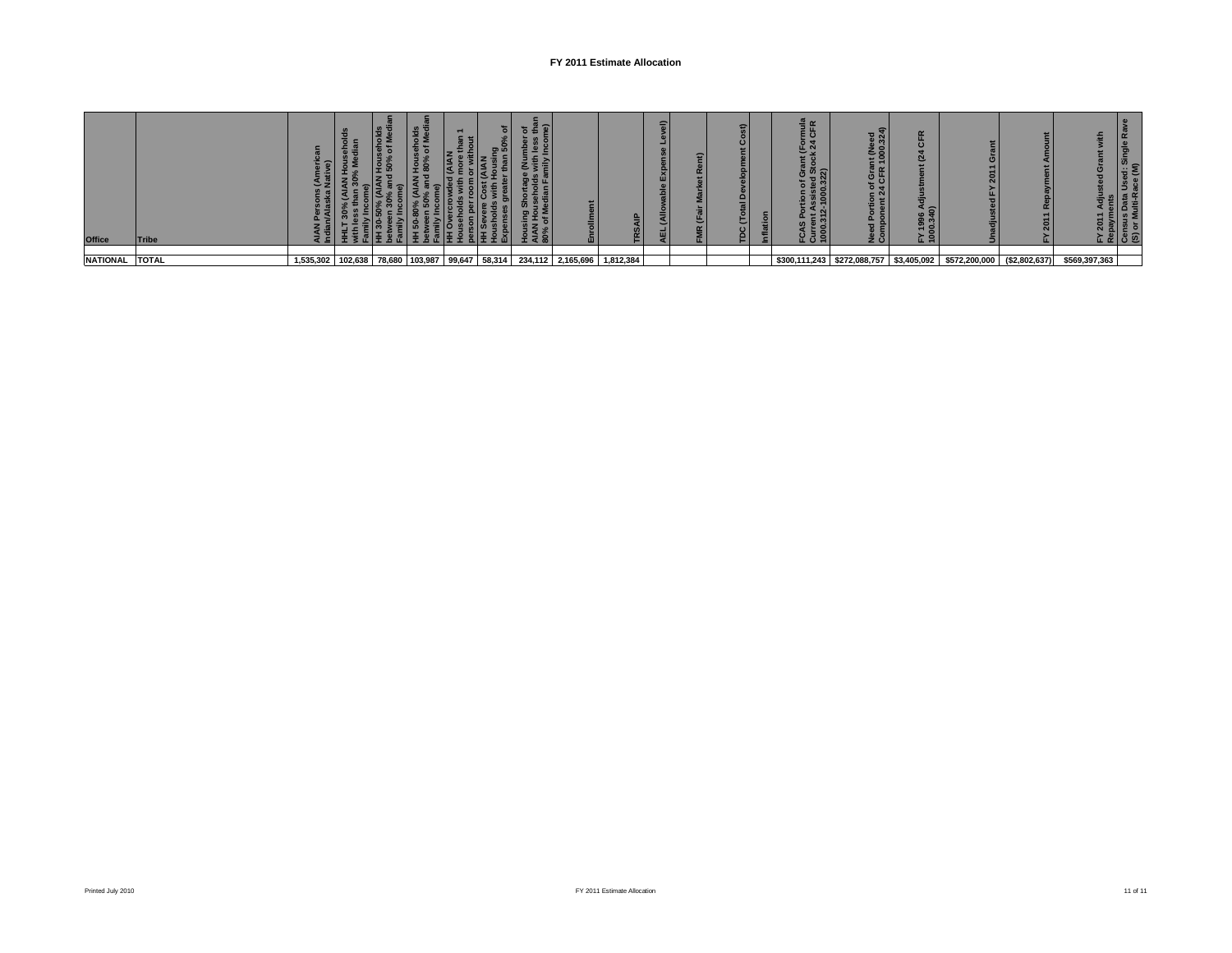# FY 2011 Estimate Allocation

| Office | Tribe | AIAN Persons (American Indian/Alaska Native) | HHLT 30% (AIAN Households with less than 30% Median Family Income) | HH 30-50% (AIAN Households between 30% and 50% of Median Family Income) | HH 50-80% (AIAN Households between 50% and 80% of Median Family Income) | HH Overcrowded (AIAN Households with more than 1 person per room or without kitchen or plumbing) | HH Severe Cost (AIAN Households with Housing Expenses greater than 50% of Income) | Housing Shortage (Number of AIAN Households with less than 80% of Median Family Income) | Enrollment | TRSAIP | AEL (Allowable Expense Level) | FMR (Fair Market Rent) | TDC (Total Development Cost) | Inflation | FCAS Portion of Grant (Formula Current Assisted Stock 24 CFR 1000.312-1000.322) | Need Portion of Grant (Need Component 24 CFR 1000.324) | FY 1996 Adjustment (24 CFR 1000.340) | Unadjusted FY 2011 Grant | FY 2011 Repayment Amount | FY 2011 Adjusted Grant with Repayments | Census Data Used: Single Race (S) or Multi-Race (M) |
|---|---|---|---|---|---|---|---|---|---|---|---|---|---|---|---|---|---|---|---|---|---|
| NATIONAL | TOTAL | 1,535,302 | 102,638 | 78,680 | 103,987 | 99,647 | 58,314 | 234,112 | 2,165,696 | 1,812,384 | | | | | $300,111,243 | $272,088,757 | $3,405,092 | $572,200,000 | ($2,802,637) | $569,397,363 | |

Printed July 2010